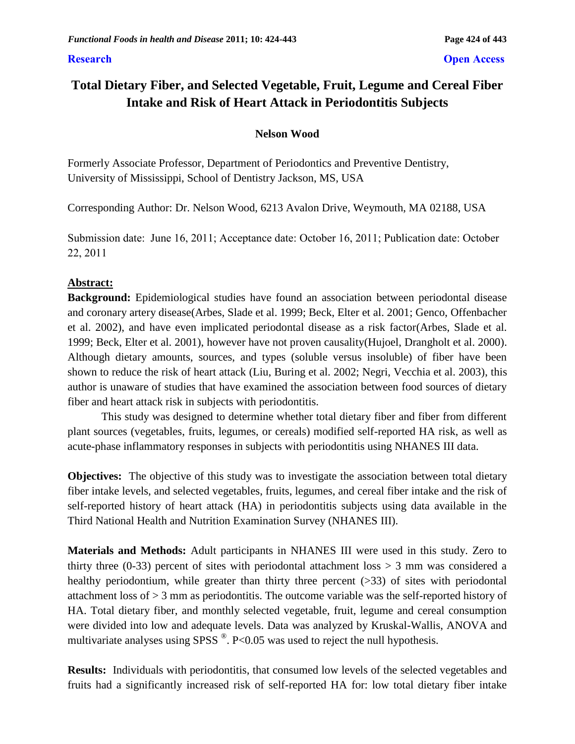**Research** **Open Access**

# Total Dietary Fiber, and Selected Vegetable, Fruit, Legume and Cereal Fiber Intake and Risk of Heart Attack in Periodontitis Subjects

**Nelson Wood**

Formerly Associate Professor, Department of Periodontics and Preventive Dentistry, University of Mississippi, School of Dentistry Jackson, MS, USA

Corresponding Author: Dr. Nelson Wood, 6213 Avalon Drive, Weymouth, MA 02188, USA

Submission date: June 16, 2011; Acceptance date: October 16, 2011; Publication date: October 22, 2011

## Abstract:

**Background:** Epidemiological studies have found an association between periodontal disease and coronary artery disease(Arbes, Slade et al. 1999; Beck, Elter et al. 2001; Genco, Offenbacher et al. 2002), and have even implicated periodontal disease as a risk factor(Arbes, Slade et al. 1999; Beck, Elter et al. 2001), however have not proven causality(Hujoel, Drangholt et al. 2000). Although dietary amounts, sources, and types (soluble versus insoluble) of fiber have been shown to reduce the risk of heart attack (Liu, Buring et al. 2002; Negri, Vecchia et al. 2003), this author is unaware of studies that have examined the association between food sources of dietary fiber and heart attack risk in subjects with periodontitis.

This study was designed to determine whether total dietary fiber and fiber from different plant sources (vegetables, fruits, legumes, or cereals) modified self-reported HA risk, as well as acute-phase inflammatory responses in subjects with periodontitis using NHANES III data.

**Objectives:** The objective of this study was to investigate the association between total dietary fiber intake levels, and selected vegetables, fruits, legumes, and cereal fiber intake and the risk of self-reported history of heart attack (HA) in periodontitis subjects using data available in the Third National Health and Nutrition Examination Survey (NHANES III).

**Materials and Methods:** Adult participants in NHANES III were used in this study. Zero to thirty three (0-33) percent of sites with periodontal attachment loss > 3 mm was considered a healthy periodontium, while greater than thirty three percent (>33) of sites with periodontal attachment loss of > 3 mm as periodontitis. The outcome variable was the self-reported history of HA. Total dietary fiber, and monthly selected vegetable, fruit, legume and cereal consumption were divided into low and adequate levels. Data was analyzed by Kruskal-Wallis, ANOVA and multivariate analyses using SPSS ®. P<0.05 was used to reject the null hypothesis.

**Results:** Individuals with periodontitis, that consumed low levels of the selected vegetables and fruits had a significantly increased risk of self-reported HA for: low total dietary fiber intake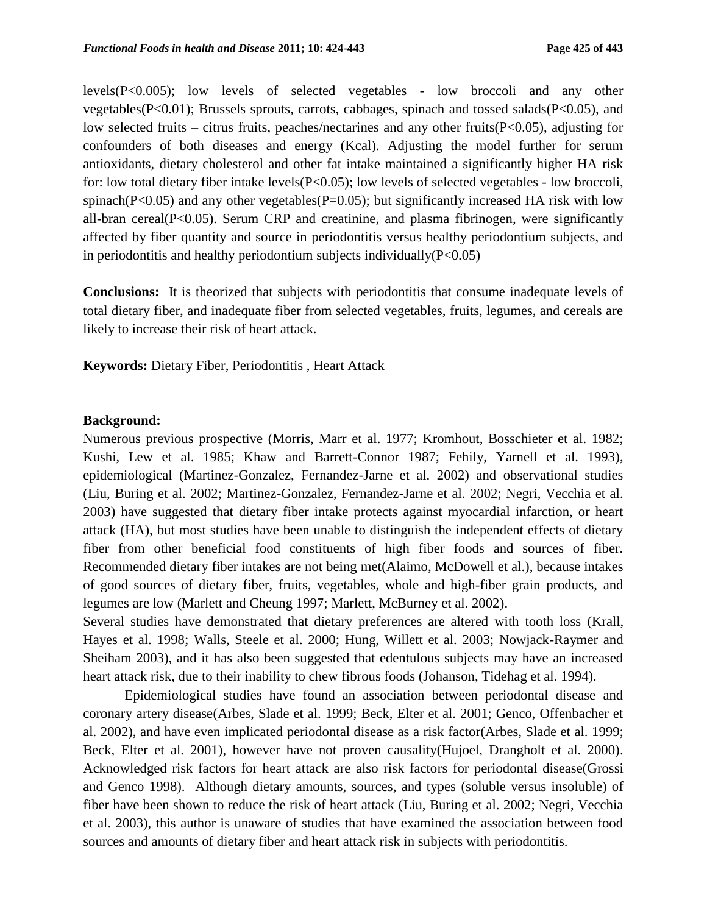levels($P<0.005$); low levels of selected vegetables - low broccoli and any other vegetables($P<0.01$); Brussels sprouts, carrots, cabbages, spinach and tossed salads($P<0.05$), and low selected fruits – citrus fruits, peaches/nectarines and any other fruits($P<0.05$), adjusting for confounders of both diseases and energy (Kcal). Adjusting the model further for serum antioxidants, dietary cholesterol and other fat intake maintained a significantly higher HA risk for: low total dietary fiber intake levels($P<0.05$); low levels of selected vegetables - low broccoli, spinach($P<0.05$) and any other vegetables($P=0.05$); but significantly increased HA risk with low all-bran cereal($P<0.05$). Serum CRP and creatinine, and plasma fibrinogen, were significantly affected by fiber quantity and source in periodontitis versus healthy periodontium subjects, and in periodontitis and healthy periodontium subjects individually($P<0.05$)

**Conclusions:** It is theorized that subjects with periodontitis that consume inadequate levels of total dietary fiber, and inadequate fiber from selected vegetables, fruits, legumes, and cereals are likely to increase their risk of heart attack.

**Keywords:** Dietary Fiber, Periodontitis , Heart Attack

## Background:

Numerous previous prospective (Morris, Marr et al. 1977; Kromhout, Bosschieter et al. 1982; Kushi, Lew et al. 1985; Khaw and Barrett-Connor 1987; Fehily, Yarnell et al. 1993), epidemiological (Martinez-Gonzalez, Fernandez-Jarne et al. 2002) and observational studies (Liu, Buring et al. 2002; Martinez-Gonzalez, Fernandez-Jarne et al. 2002; Negri, Vecchia et al. 2003) have suggested that dietary fiber intake protects against myocardial infarction, or heart attack (HA), but most studies have been unable to distinguish the independent effects of dietary fiber from other beneficial food constituents of high fiber foods and sources of fiber. Recommended dietary fiber intakes are not being met(Alaimo, McDowell et al.), because intakes of good sources of dietary fiber, fruits, vegetables, whole and high-fiber grain products, and legumes are low (Marlett and Cheung 1997; Marlett, McBurney et al. 2002).

Several studies have demonstrated that dietary preferences are altered with tooth loss (Krall, Hayes et al. 1998; Walls, Steele et al. 2000; Hung, Willett et al. 2003; Nowjack-Raymer and Sheiham 2003), and it has also been suggested that edentulous subjects may have an increased heart attack risk, due to their inability to chew fibrous foods (Johanson, Tidehag et al. 1994).

Epidemiological studies have found an association between periodontal disease and coronary artery disease(Arbes, Slade et al. 1999; Beck, Elter et al. 2001; Genco, Offenbacher et al. 2002), and have even implicated periodontal disease as a risk factor(Arbes, Slade et al. 1999; Beck, Elter et al. 2001), however have not proven causality(Hujoel, Drangholt et al. 2000). Acknowledged risk factors for heart attack are also risk factors for periodontal disease(Grossi and Genco 1998). Although dietary amounts, sources, and types (soluble versus insoluble) of fiber have been shown to reduce the risk of heart attack (Liu, Buring et al. 2002; Negri, Vecchia et al. 2003), this author is unaware of studies that have examined the association between food sources and amounts of dietary fiber and heart attack risk in subjects with periodontitis.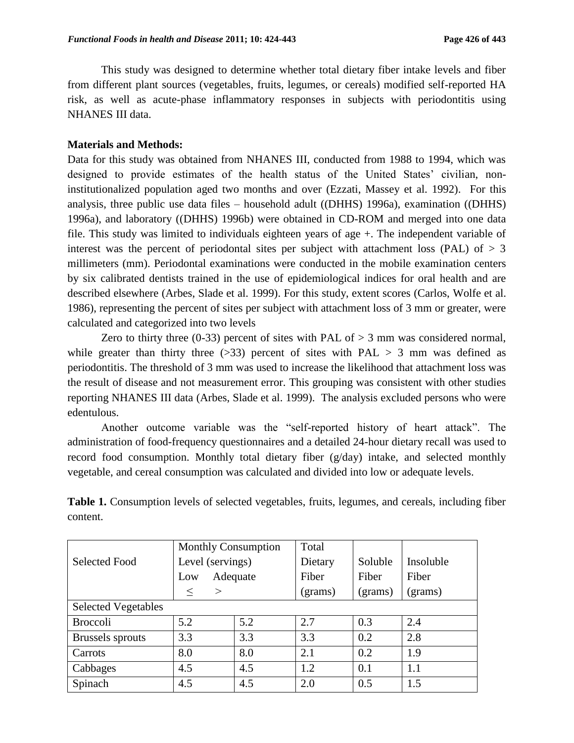This study was designed to determine whether total dietary fiber intake levels and fiber from different plant sources (vegetables, fruits, legumes, or cereals) modified self-reported HA risk, as well as acute-phase inflammatory responses in subjects with periodontitis using NHANES III data.

**Materials and Methods:**

Data for this study was obtained from NHANES III, conducted from 1988 to 1994, which was designed to provide estimates of the health status of the United States' civilian, non-institutionalized population aged two months and over (Ezzati, Massey et al. 1992). For this analysis, three public use data files – household adult ((DHHS) 1996a), examination ((DHHS) 1996a), and laboratory ((DHHS) 1996b) were obtained in CD-ROM and merged into one data file. This study was limited to individuals eighteen years of age +. The independent variable of interest was the percent of periodontal sites per subject with attachment loss (PAL) of > 3 millimeters (mm). Periodontal examinations were conducted in the mobile examination centers by six calibrated dentists trained in the use of epidemiological indices for oral health and are described elsewhere (Arbes, Slade et al. 1999). For this study, extent scores (Carlos, Wolfe et al. 1986), representing the percent of sites per subject with attachment loss of 3 mm or greater, were calculated and categorized into two levels

Zero to thirty three (0-33) percent of sites with PAL of > 3 mm was considered normal, while greater than thirty three (>33) percent of sites with PAL > 3 mm was defined as periodontitis. The threshold of 3 mm was used to increase the likelihood that attachment loss was the result of disease and not measurement error. This grouping was consistent with other studies reporting NHANES III data (Arbes, Slade et al. 1999). The analysis excluded persons who were edentulous.

Another outcome variable was the "self-reported history of heart attack". The administration of food-frequency questionnaires and a detailed 24-hour dietary recall was used to record food consumption. Monthly total dietary fiber (g/day) intake, and selected monthly vegetable, and cereal consumption was calculated and divided into low or adequate levels.

**Table 1.** Consumption levels of selected vegetables, fruits, legumes, and cereals, including fiber content.

| Selected Food | Monthly Consumption Level (servings) Low ≤ | Adequate > | Total Dietary Fiber (grams) | Soluble Fiber (grams) | Insoluble Fiber (grams) |
|---|---|---|---|---|---|
| Selected Vegetables | | | | | |
| Broccoli | 5.2 | 5.2 | 2.7 | 0.3 | 2.4 |
| Brussels sprouts | 3.3 | 3.3 | 3.3 | 0.2 | 2.8 |
| Carrots | 8.0 | 8.0 | 2.1 | 0.2 | 1.9 |
| Cabbages | 4.5 | 4.5 | 1.2 | 0.1 | 1.1 |
| Spinach | 4.5 | 4.5 | 2.0 | 0.5 | 1.5 |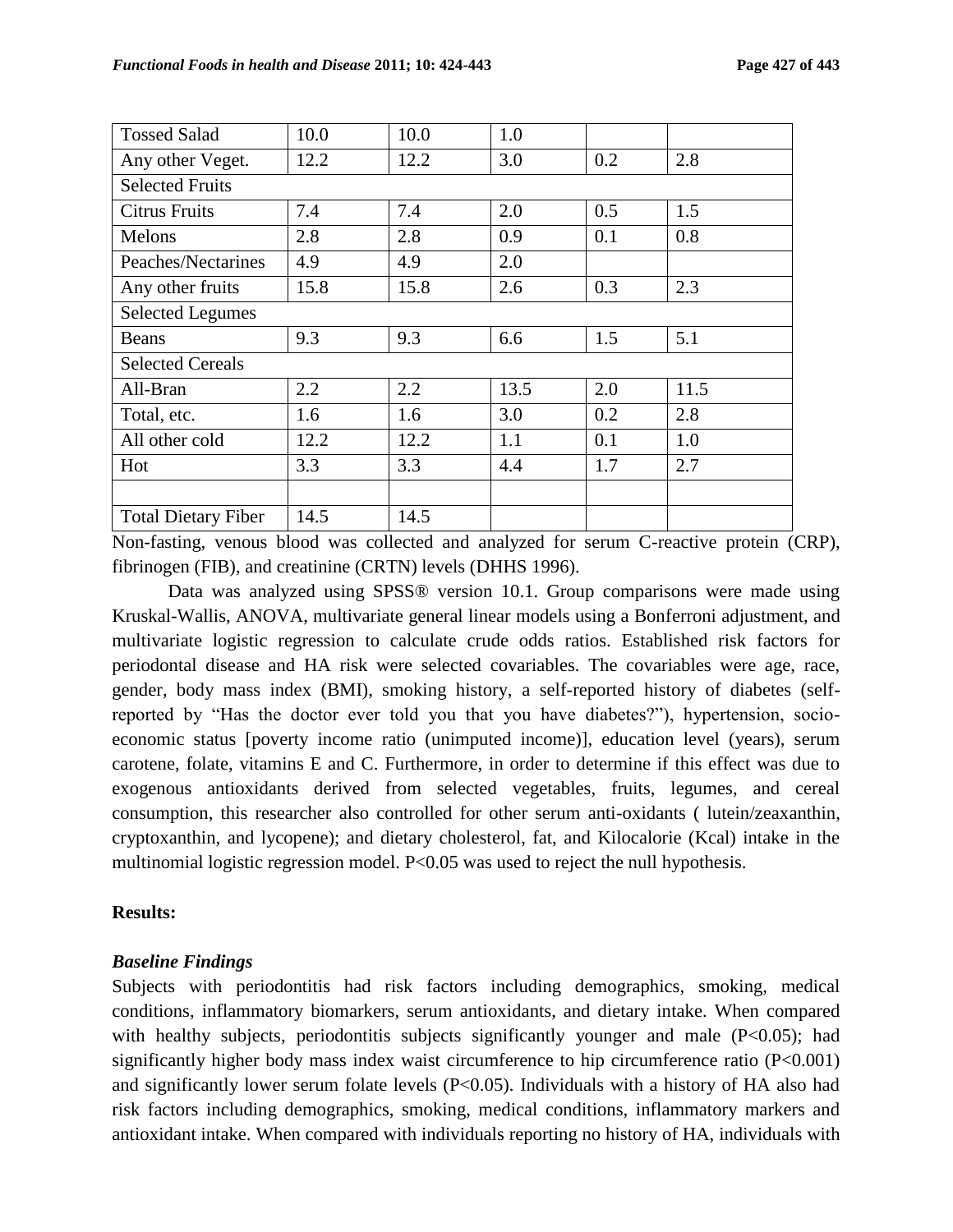| Tossed Salad | 10.0 | 10.0 | 1.0 | | |
|---|---|---|---|---|---|
| Any other Veget. | 12.2 | 12.2 | 3.0 | 0.2 | 2.8 |
| Selected Fruits | | | | | |
| Citrus Fruits | 7.4 | 7.4 | 2.0 | 0.5 | 1.5 |
| Melons | 2.8 | 2.8 | 0.9 | 0.1 | 0.8 |
| Peaches/Nectarines | 4.9 | 4.9 | 2.0 | | |
| Any other fruits | 15.8 | 15.8 | 2.6 | 0.3 | 2.3 |
| Selected Legumes | | | | | |
| Beans | 9.3 | 9.3 | 6.6 | 1.5 | 5.1 |
| Selected Cereals | | | | | |
| All-Bran | 2.2 | 2.2 | 13.5 | 2.0 | 11.5 |
| Total, etc. | 1.6 | 1.6 | 3.0 | 0.2 | 2.8 |
| All other cold | 12.2 | 12.2 | 1.1 | 0.1 | 1.0 |
| Hot | 3.3 | 3.3 | 4.4 | 1.7 | 2.7 |
| | | | | | |
| Total Dietary Fiber | 14.5 | 14.5 | | | |

Non-fasting, venous blood was collected and analyzed for serum C-reactive protein (CRP), fibrinogen (FIB), and creatinine (CRTN) levels (DHHS 1996).

Data was analyzed using SPSS® version 10.1. Group comparisons were made using Kruskal-Wallis, ANOVA, multivariate general linear models using a Bonferroni adjustment, and multivariate logistic regression to calculate crude odds ratios. Established risk factors for periodontal disease and HA risk were selected covariables. The covariables were age, race, gender, body mass index (BMI), smoking history, a self-reported history of diabetes (self-reported by "Has the doctor ever told you that you have diabetes?"), hypertension, socio-economic status [poverty income ratio (unimputed income)], education level (years), serum carotene, folate, vitamins E and C. Furthermore, in order to determine if this effect was due to exogenous antioxidants derived from selected vegetables, fruits, legumes, and cereal consumption, this researcher also controlled for other serum anti-oxidants ( lutein/zeaxanthin, cryptoxanthin, and lycopene); and dietary cholesterol, fat, and Kilocalorie (Kcal) intake in the multinomial logistic regression model. $P<0.05$ was used to reject the null hypothesis.

**Results:**

***Baseline Findings***

Subjects with periodontitis had risk factors including demographics, smoking, medical conditions, inflammatory biomarkers, serum antioxidants, and dietary intake. When compared with healthy subjects, periodontitis subjects significantly younger and male ($P<0.05$); had significantly higher body mass index waist circumference to hip circumference ratio ($P<0.001$) and significantly lower serum folate levels ($P<0.05$). Individuals with a history of HA also had risk factors including demographics, smoking, medical conditions, inflammatory markers and antioxidant intake. When compared with individuals reporting no history of HA, individuals with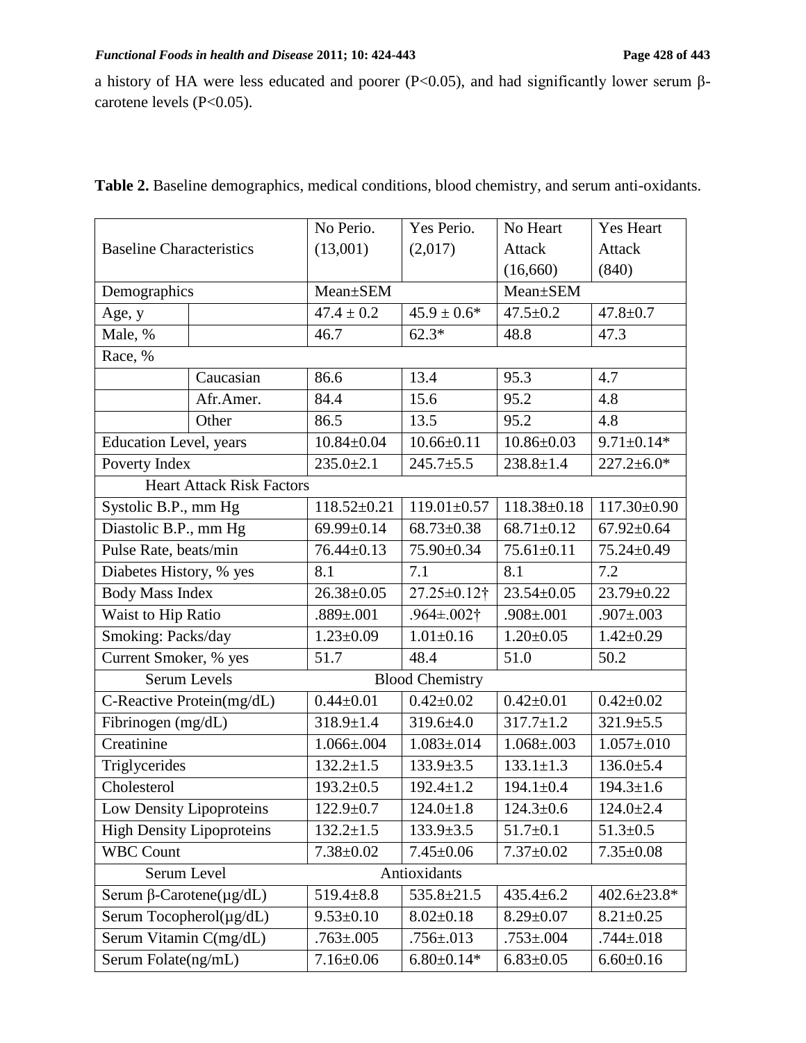a history of HA were less educated and poorer (P<0.05), and had significantly lower serum β-carotene levels (P<0.05).

**Table 2.** Baseline demographics, medical conditions, blood chemistry, and serum anti-oxidants.

| Baseline Characteristics | | No Perio. (13,001) | Yes Perio. (2,017) | No Heart Attack (16,660) | Yes Heart Attack (840) |
|---|---|---|---|---|---|
| Demographics | | Mean±SEM | | Mean±SEM | |
| Age, y | | 47.4 ± 0.2 | 45.9 ± 0.6* | 47.5±0.2 | 47.8±0.7 |
| Male, % | | 46.7 | 62.3* | 48.8 | 47.3 |
| Race, % | | | | | |
| | Caucasian | 86.6 | 13.4 | 95.3 | 4.7 |
| | Afr.Amer. | 84.4 | 15.6 | 95.2 | 4.8 |
| | Other | 86.5 | 13.5 | 95.2 | 4.8 |
| Education Level, years | | 10.84±0.04 | 10.66±0.11 | 10.86±0.03 | 9.71±0.14* |
| Poverty Index | | 235.0±2.1 | 245.7±5.5 | 238.8±1.4 | 227.2±6.0* |
| Heart Attack Risk Factors | | | | | |
| Systolic B.P., mm Hg | | 118.52±0.21 | 119.01±0.57 | 118.38±0.18 | 117.30±0.90 |
| Diastolic B.P., mm Hg | | 69.99±0.14 | 68.73±0.38 | 68.71±0.12 | 67.92±0.64 |
| Pulse Rate, beats/min | | 76.44±0.13 | 75.90±0.34 | 75.61±0.11 | 75.24±0.49 |
| Diabetes History, % yes | | 8.1 | 7.1 | 8.1 | 7.2 |
| Body Mass Index | | 26.38±0.05 | 27.25±0.12† | 23.54±0.05 | 23.79±0.22 |
| Waist to Hip Ratio | | .889±.001 | .964±.002† | .908±.001 | .907±.003 |
| Smoking: Packs/day | | 1.23±0.09 | 1.01±0.16 | 1.20±0.05 | 1.42±0.29 |
| Current Smoker, % yes | | 51.7 | 48.4 | 51.0 | 50.2 |
| Serum Levels | | Blood Chemistry | | | |
| C-Reactive Protein(mg/dL) | | 0.44±0.01 | 0.42±0.02 | 0.42±0.01 | 0.42±0.02 |
| Fibrinogen (mg/dL) | | 318.9±1.4 | 319.6±4.0 | 317.7±1.2 | 321.9±5.5 |
| Creatinine | | 1.066±.004 | 1.083±.014 | 1.068±.003 | 1.057±.010 |
| Triglycerides | | 132.2±1.5 | 133.9±3.5 | 133.1±1.3 | 136.0±5.4 |
| Cholesterol | | 193.2±0.5 | 192.4±1.2 | 194.1±0.4 | 194.3±1.6 |
| Low Density Lipoproteins | | 122.9±0.7 | 124.0±1.8 | 124.3±0.6 | 124.0±2.4 |
| High Density Lipoproteins | | 132.2±1.5 | 133.9±3.5 | 51.7±0.1 | 51.3±0.5 |
| WBC Count | | 7.38±0.02 | 7.45±0.06 | 7.37±0.02 | 7.35±0.08 |
| Serum Level | | Antioxidants | | | |
| Serum β-Carotene(µg/dL) | | 519.4±8.8 | 535.8±21.5 | 435.4±6.2 | 402.6±23.8* |
| Serum Tocopherol(µg/dL) | | 9.53±0.10 | 8.02±0.18 | 8.29±0.07 | 8.21±0.25 |
| Serum Vitamin C(mg/dL) | | .763±.005 | .756±.013 | .753±.004 | .744±.018 |
| Serum Folate(ng/mL) | | 7.16±0.06 | 6.80±0.14* | 6.83±0.05 | 6.60±0.16 |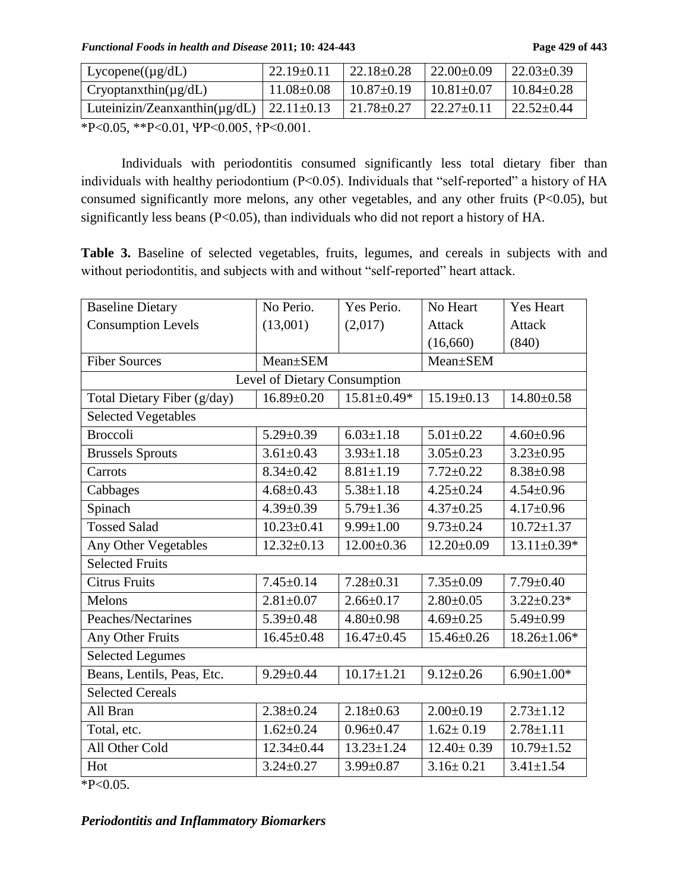| Lycopene((μg/dL) | 22.19±0.11 | 22.18±0.28 | 22.00±0.09 | 22.03±0.39 |
|---|---|---|---|---|
| Cryoptanxthin(μg/dL) | 11.08±0.08 | 10.87±0.19 | 10.81±0.07 | 10.84±0.28 |
| Luteinizin/Zeanxanthin(μg/dL) | 22.11±0.13 | 21.78±0.27 | 22.27±0.11 | 22.52±0.44 |

*P<0.05, **P<0.01, ΨP<0.005, †P<0.001.

Individuals with periodontitis consumed significantly less total dietary fiber than individuals with healthy periodontium (P<0.05). Individuals that "self-reported" a history of HA consumed significantly more melons, any other vegetables, and any other fruits (P<0.05), but significantly less beans (P<0.05), than individuals who did not report a history of HA.

**Table 3.** Baseline of selected vegetables, fruits, legumes, and cereals in subjects with and without periodontitis, and subjects with and without "self-reported" heart attack.

| Baseline Dietary Consumption Levels | No Perio. (13,001) | Yes Perio. (2,017) | No Heart Attack (16,660) | Yes Heart Attack (840) |
|---|---|---|---|---|
| Fiber Sources | Mean±SEM | | Mean±SEM | |
| Level of Dietary Consumption | | | | |
| Total Dietary Fiber (g/day) | 16.89±0.20 | 15.81±0.49* | 15.19±0.13 | 14.80±0.58 |
| Selected Vegetables | | | | |
| Broccoli | 5.29±0.39 | 6.03±1.18 | 5.01±0.22 | 4.60±0.96 |
| Brussels Sprouts | 3.61±0.43 | 3.93±1.18 | 3.05±0.23 | 3.23±0.95 |
| Carrots | 8.34±0.42 | 8.81±1.19 | 7.72±0.22 | 8.38±0.98 |
| Cabbages | 4.68±0.43 | 5.38±1.18 | 4.25±0.24 | 4.54±0.96 |
| Spinach | 4.39±0.39 | 5.79±1.36 | 4.37±0.25 | 4.17±0.96 |
| Tossed Salad | 10.23±0.41 | 9.99±1.00 | 9.73±0.24 | 10.72±1.37 |
| Any Other Vegetables | 12.32±0.13 | 12.00±0.36 | 12.20±0.09 | 13.11±0.39* |
| Selected Fruits | | | | |
| Citrus Fruits | 7.45±0.14 | 7.28±0.31 | 7.35±0.09 | 7.79±0.40 |
| Melons | 2.81±0.07 | 2.66±0.17 | 2.80±0.05 | 3.22±0.23* |
| Peaches/Nectarines | 5.39±0.48 | 4.80±0.98 | 4.69±0.25 | 5.49±0.99 |
| Any Other Fruits | 16.45±0.48 | 16.47±0.45 | 15.46±0.26 | 18.26±1.06* |
| Selected Legumes | | | | |
| Beans, Lentils, Peas, Etc. | 9.29±0.44 | 10.17±1.21 | 9.12±0.26 | 6.90±1.00* |
| Selected Cereals | | | | |
| All Bran | 2.38±0.24 | 2.18±0.63 | 2.00±0.19 | 2.73±1.12 |
| Total, etc. | 1.62±0.24 | 0.96±0.47 | 1.62± 0.19 | 2.78±1.11 |
| All Other Cold | 12.34±0.44 | 13.23±1.24 | 12.40± 0.39 | 10.79±1.52 |
| Hot | 3.24±0.27 | 3.99±0.87 | 3.16± 0.21 | 3.41±1.54 |

*P<0.05.

### *Periodontitis and Inflammatory Biomarkers*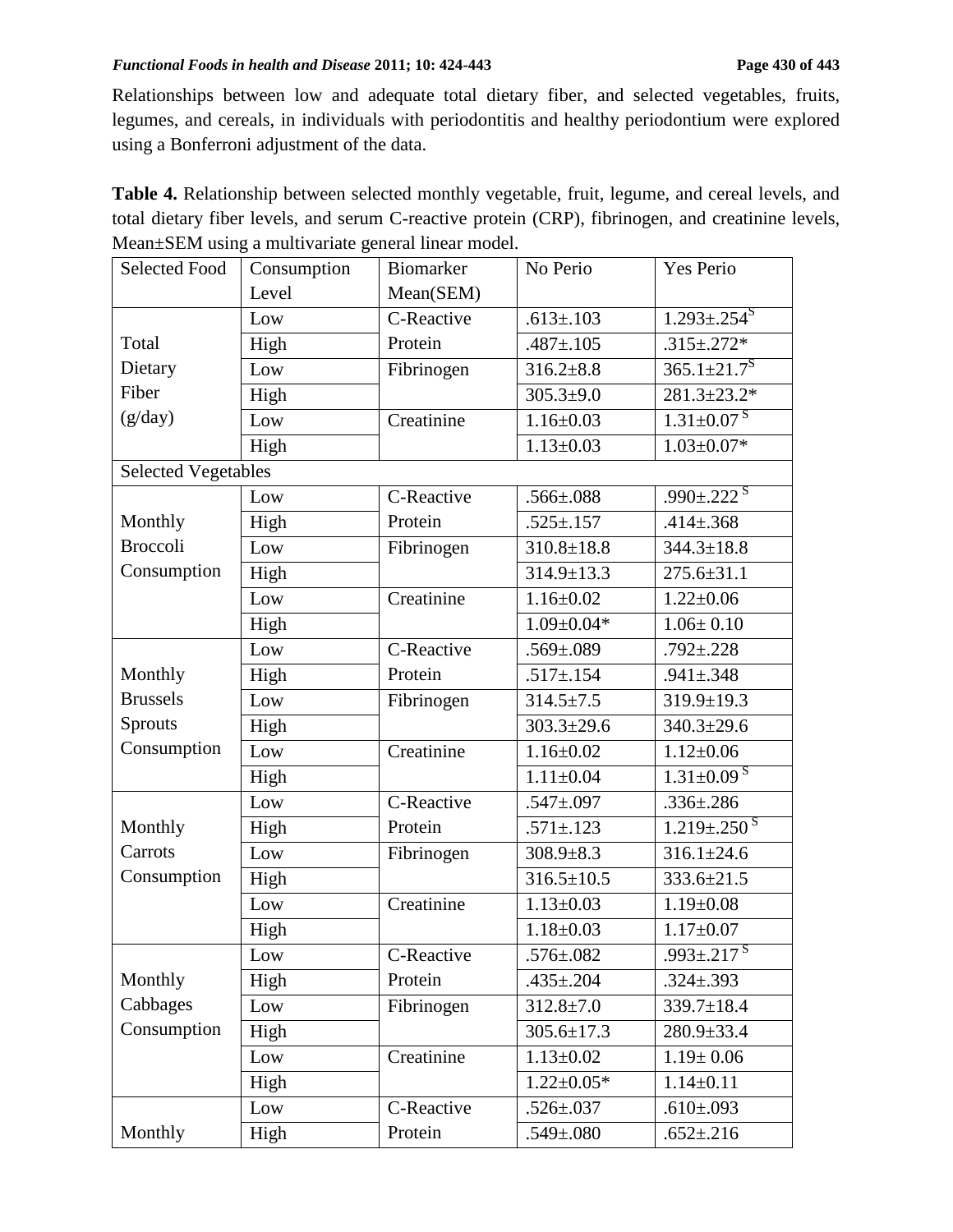Relationships between low and adequate total dietary fiber, and selected vegetables, fruits, legumes, and cereals, in individuals with periodontitis and healthy periodontium were explored using a Bonferroni adjustment of the data.

**Table 4.** Relationship between selected monthly vegetable, fruit, legume, and cereal levels, and total dietary fiber levels, and serum C-reactive protein (CRP), fibrinogen, and creatinine levels, Mean±SEM using a multivariate general linear model.

| Selected Food | Consumption Level | Biomarker Mean(SEM) | No Perio | Yes Perio |
|---|---|---|---|---|
| Total Dietary Fiber (g/day) | Low | C-Reactive Protein | .613±.103 | 1.293±.254[S] |
| | High | | .487±.105 | .315±.272* |
| | Low | Fibrinogen | 316.2±8.8 | 365.1±21.7[S] |
| | High | | 305.3±9.0 | 281.3±23.2* |
| | Low | Creatinine | 1.16±0.03 | 1.31±0.07[S] |
| | High | | 1.13±0.03 | 1.03±0.07* |
| Selected Vegetables | | | | |
| Monthly Broccoli Consumption | Low | C-Reactive Protein | .566±.088 | .990±.222[S] |
| | High | | .525±.157 | .414±.368 |
| | Low | Fibrinogen | 310.8±18.8 | 344.3±18.8 |
| | High | | 314.9±13.3 | 275.6±31.1 |
| | Low | Creatinine | 1.16±0.02 | 1.22±0.06 |
| | High | | 1.09±0.04* | 1.06± 0.10 |
| Monthly Brussels Sprouts Consumption | Low | C-Reactive Protein | .569±.089 | .792±.228 |
| | High | | .517±.154 | .941±.348 |
| | Low | Fibrinogen | 314.5±7.5 | 319.9±19.3 |
| | High | | 303.3±29.6 | 340.3±29.6 |
| | Low | Creatinine | 1.16±0.02 | 1.12±0.06 |
| | High | | 1.11±0.04 | 1.31±0.09[S] |
| Monthly Carrots Consumption | Low | C-Reactive Protein | .547±.097 | .336±.286 |
| | High | | .571±.123 | 1.219±.250[S] |
| | Low | Fibrinogen | 308.9±8.3 | 316.1±24.6 |
| | High | | 316.5±10.5 | 333.6±21.5 |
| | Low | Creatinine | 1.13±0.03 | 1.19±0.08 |
| | High | | 1.18±0.03 | 1.17±0.07 |
| Monthly Cabbages Consumption | Low | C-Reactive Protein | .576±.082 | .993±.217[S] |
| | High | | .435±.204 | .324±.393 |
| | Low | Fibrinogen | 312.8±7.0 | 339.7±18.4 |
| | High | | 305.6±17.3 | 280.9±33.4 |
| | Low | Creatinine | 1.13±0.02 | 1.19± 0.06 |
| | High | | 1.22±0.05* | 1.14±0.11 |
| Monthly | Low | C-Reactive Protein | .526±.037 | .610±.093 |
| | High | | .549±.080 | .652±.216 |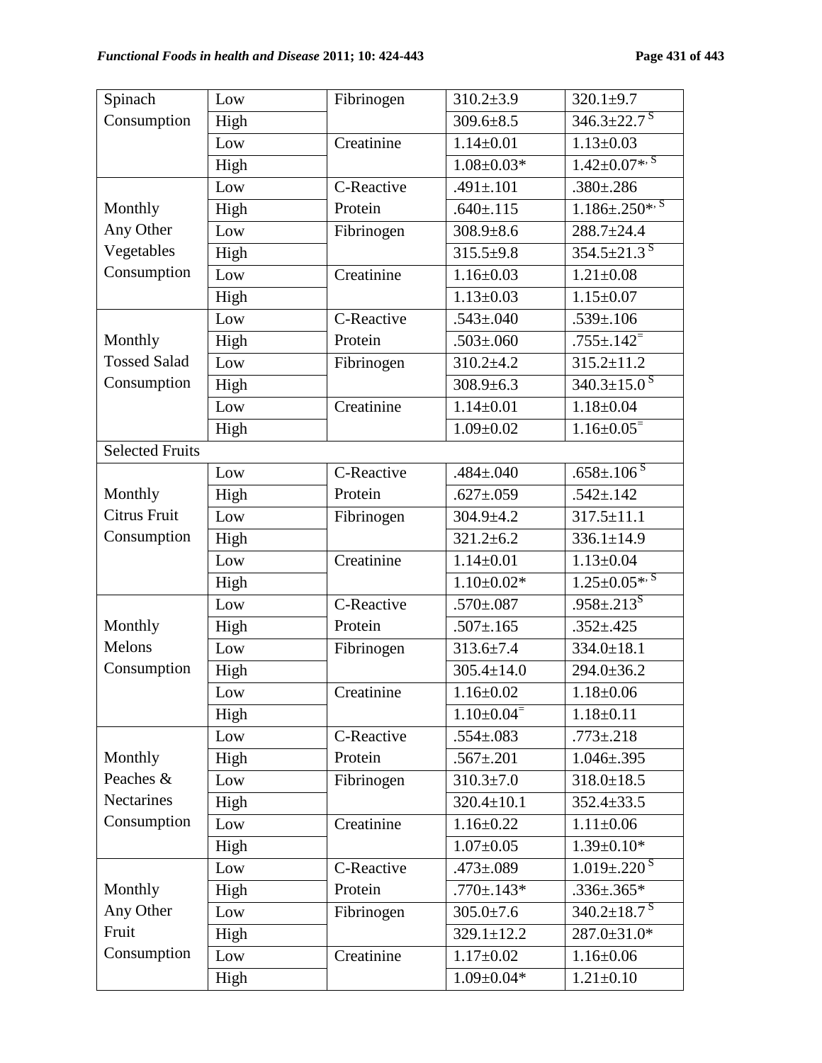| Spinach Consumption | Low | Fibrinogen | 310.2±3.9 | 320.1±9.7 |
|---|---|---|---|---|
| | High | | 309.6±8.5 | 346.3±22.7 [S] |
| | Low | Creatinine | 1.14±0.01 | 1.13±0.03 |
| | High | | 1.08±0.03* | 1.42±0.07*, [S] |
| Monthly Any Other Vegetables Consumption | Low | C-Reactive Protein | .491±.101 | .380±.286 |
| | High | | .640±.115 | 1.186±.250*, [S] |
| | Low | Fibrinogen | 308.9±8.6 | 288.7±24.4 |
| | High | | 315.5±9.8 | 354.5±21.3 [S] |
| | Low | Creatinine | 1.16±0.03 | 1.21±0.08 |
| | High | | 1.13±0.03 | 1.15±0.07 |
| Monthly Tossed Salad Consumption | Low | C-Reactive Protein | .543±.040 | .539±.106 |
| | High | | .503±.060 | .755±.142 [=] |
| | Low | Fibrinogen | 310.2±4.2 | 315.2±11.2 |
| | High | | 308.9±6.3 | 340.3±15.0 [S] |
| | Low | Creatinine | 1.14±0.01 | 1.18±0.04 |
| | High | | 1.09±0.02 | 1.16±0.05 [=] |
| Selected Fruits | | | | |
| Monthly Citrus Fruit Consumption | Low | C-Reactive Protein | .484±.040 | .658±.106 [S] |
| | High | | .627±.059 | .542±.142 |
| | Low | Fibrinogen | 304.9±4.2 | 317.5±11.1 |
| | High | | 321.2±6.2 | 336.1±14.9 |
| | Low | Creatinine | 1.14±0.01 | 1.13±0.04 |
| | High | | 1.10±0.02* | 1.25±0.05*, [S] |
| Monthly Melons Consumption | Low | C-Reactive Protein | .570±.087 | .958±.213 [S] |
| | High | | .507±.165 | .352±.425 |
| | Low | Fibrinogen | 313.6±7.4 | 334.0±18.1 |
| | High | | 305.4±14.0 | 294.0±36.2 |
| | Low | Creatinine | 1.16±0.02 | 1.18±0.06 |
| | High | | 1.10±0.04 [=] | 1.18±0.11 |
| Monthly Peaches & Nectarines Consumption | Low | C-Reactive Protein | .554±.083 | .773±.218 |
| | High | | .567±.201 | 1.046±.395 |
| | Low | Fibrinogen | 310.3±7.0 | 318.0±18.5 |
| | High | | 320.4±10.1 | 352.4±33.5 |
| | Low | Creatinine | 1.16±0.22 | 1.11±0.06 |
| | High | | 1.07±0.05 | 1.39±0.10* |
| Monthly Any Other Fruit Consumption | Low | C-Reactive Protein | .473±.089 | 1.019±.220 [S] |
| | High | | .770±.143* | .336±.365* |
| | Low | Fibrinogen | 305.0±7.6 | 340.2±18.7 [S] |
| | High | | 329.1±12.2 | 287.0±31.0* |
| | Low | Creatinine | 1.17±0.02 | 1.16±0.06 |
| | High | | 1.09±0.04* | 1.21±0.10 |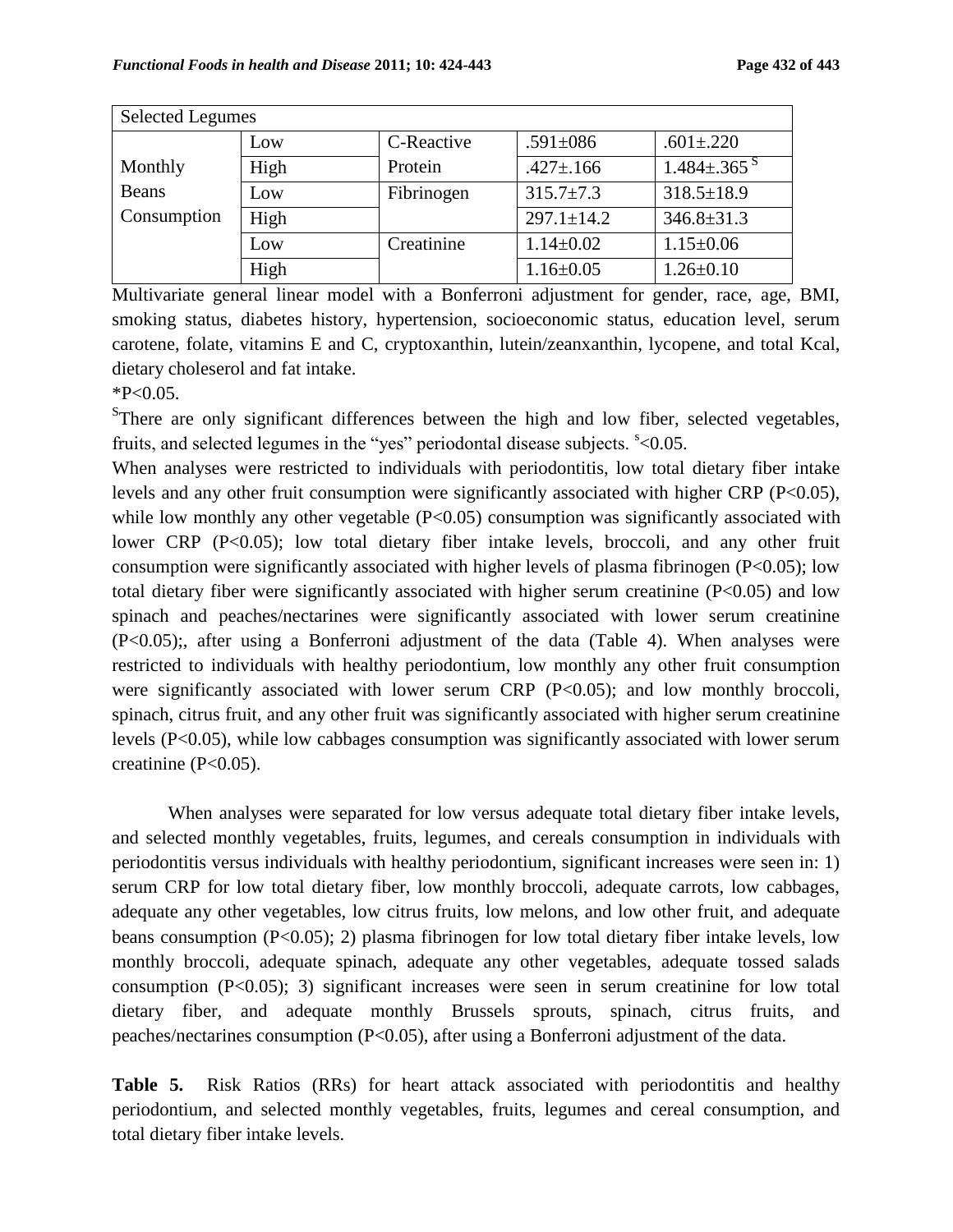| Selected Legumes | | | | |
|---|---|---|---|---|
| Monthly Beans Consumption | Low | C-Reactive Protein | .591±086 | .601±.220 |
| | High | | .427±.166 | 1.484±.365 [S] |
| | Low | Fibrinogen | 315.7±7.3 | 318.5±18.9 |
| | High | | 297.1±14.2 | 346.8±31.3 |
| | Low | Creatinine | 1.14±0.02 | 1.15±0.06 |
| | High | | 1.16±0.05 | 1.26±0.10 |

Multivariate general linear model with a Bonferroni adjustment for gender, race, age, BMI, smoking status, diabetes history, hypertension, socioeconomic status, education level, serum carotene, folate, vitamins E and C, cryptoxanthin, lutein/zeanxanthin, lycopene, and total Kcal, dietary choleserol and fat intake.

*P<0.05.

[S]There are only significant differences between the high and low fiber, selected vegetables, fruits, and selected legumes in the "yes" periodontal disease subjects. [s]<0.05.

When analyses were restricted to individuals with periodontitis, low total dietary fiber intake levels and any other fruit consumption were significantly associated with higher CRP (P<0.05), while low monthly any other vegetable (P<0.05) consumption was significantly associated with lower CRP (P<0.05); low total dietary fiber intake levels, broccoli, and any other fruit consumption were significantly associated with higher levels of plasma fibrinogen (P<0.05); low total dietary fiber were significantly associated with higher serum creatinine (P<0.05) and low spinach and peaches/nectarines were significantly associated with lower serum creatinine (P<0.05);, after using a Bonferroni adjustment of the data (Table 4). When analyses were restricted to individuals with healthy periodontium, low monthly any other fruit consumption were significantly associated with lower serum CRP (P<0.05); and low monthly broccoli, spinach, citrus fruit, and any other fruit was significantly associated with higher serum creatinine levels (P<0.05), while low cabbages consumption was significantly associated with lower serum creatinine (P<0.05).

When analyses were separated for low versus adequate total dietary fiber intake levels, and selected monthly vegetables, fruits, legumes, and cereals consumption in individuals with periodontitis versus individuals with healthy periodontium, significant increases were seen in: 1) serum CRP for low total dietary fiber, low monthly broccoli, adequate carrots, low cabbages, adequate any other vegetables, low citrus fruits, low melons, and low other fruit, and adequate beans consumption (P<0.05); 2) plasma fibrinogen for low total dietary fiber intake levels, low monthly broccoli, adequate spinach, adequate any other vegetables, adequate tossed salads consumption (P<0.05); 3) significant increases were seen in serum creatinine for low total dietary fiber, and adequate monthly Brussels sprouts, spinach, citrus fruits, and peaches/nectarines consumption (P<0.05), after using a Bonferroni adjustment of the data.

**Table 5.** Risk Ratios (RRs) for heart attack associated with periodontitis and healthy periodontium, and selected monthly vegetables, fruits, legumes and cereal consumption, and total dietary fiber intake levels.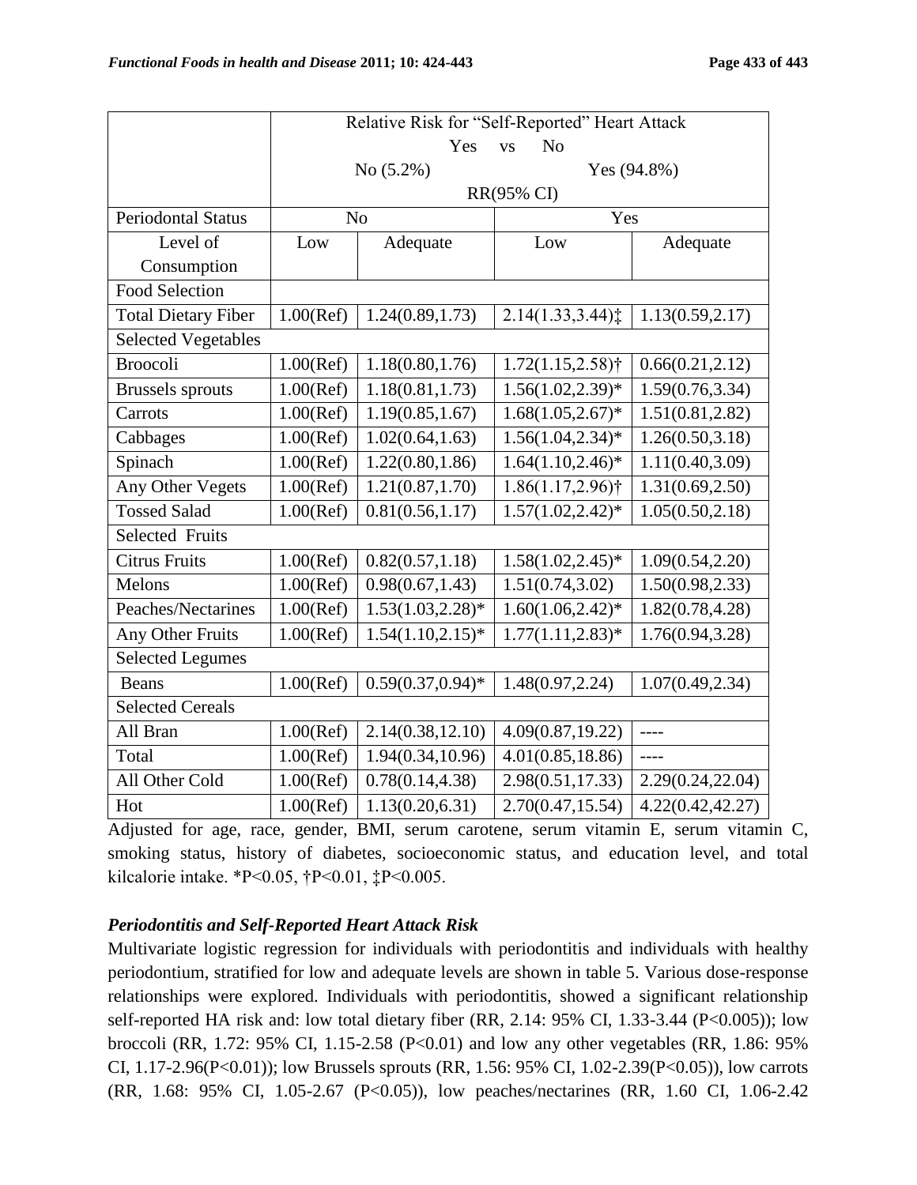| | Relative Risk for "Self-Reported" Heart Attack Yes vs No No (5.2%) Yes (94.8%) RR(95% CI) | | | |
|---|---|---|---|---|
| Periodontal Status | No | | Yes | |
| Level of Consumption | Low | Adequate | Low | Adequate |
| Food Selection | | | | |
| Total Dietary Fiber | 1.00(Ref) | 1.24(0.89,1.73) | 2.14(1.33,3.44)‡ | 1.13(0.59,2.17) |
| Selected Vegetables | | | | |
| Broocoli | 1.00(Ref) | 1.18(0.80,1.76) | 1.72(1.15,2.58)† | 0.66(0.21,2.12) |
| Brussels sprouts | 1.00(Ref) | 1.18(0.81,1.73) | 1.56(1.02,2.39)* | 1.59(0.76,3.34) |
| Carrots | 1.00(Ref) | 1.19(0.85,1.67) | 1.68(1.05,2.67)* | 1.51(0.81,2.82) |
| Cabbages | 1.00(Ref) | 1.02(0.64,1.63) | 1.56(1.04,2.34)* | 1.26(0.50,3.18) |
| Spinach | 1.00(Ref) | 1.22(0.80,1.86) | 1.64(1.10,2.46)* | 1.11(0.40,3.09) |
| Any Other Vegets | 1.00(Ref) | 1.21(0.87,1.70) | 1.86(1.17,2.96)† | 1.31(0.69,2.50) |
| Tossed Salad | 1.00(Ref) | 0.81(0.56,1.17) | 1.57(1.02,2.42)* | 1.05(0.50,2.18) |
| Selected Fruits | | | | |
| Citrus Fruits | 1.00(Ref) | 0.82(0.57,1.18) | 1.58(1.02,2.45)* | 1.09(0.54,2.20) |
| Melons | 1.00(Ref) | 0.98(0.67,1.43) | 1.51(0.74,3.02) | 1.50(0.98,2.33) |
| Peaches/Nectarines | 1.00(Ref) | 1.53(1.03,2.28)* | 1.60(1.06,2.42)* | 1.82(0.78,4.28) |
| Any Other Fruits | 1.00(Ref) | 1.54(1.10,2.15)* | 1.77(1.11,2.83)* | 1.76(0.94,3.28) |
| Selected Legumes | | | | |
| Beans | 1.00(Ref) | 0.59(0.37,0.94)* | 1.48(0.97,2.24) | 1.07(0.49,2.34) |
| Selected Cereals | | | | |
| All Bran | 1.00(Ref) | 2.14(0.38,12.10) | 4.09(0.87,19.22) | ---- |
| Total | 1.00(Ref) | 1.94(0.34,10.96) | 4.01(0.85,18.86) | ---- |
| All Other Cold | 1.00(Ref) | 0.78(0.14,4.38) | 2.98(0.51,17.33) | 2.29(0.24,22.04) |
| Hot | 1.00(Ref) | 1.13(0.20,6.31) | 2.70(0.47,15.54) | 4.22(0.42,42.27) |

Adjusted for age, race, gender, BMI, serum carotene, serum vitamin E, serum vitamin C, smoking status, history of diabetes, socioeconomic status, and education level, and total kilcalorie intake. *P<0.05, †P<0.01, ‡P<0.005.

### *Periodontitis and Self-Reported Heart Attack Risk*

Multivariate logistic regression for individuals with periodontitis and individuals with healthy periodontium, stratified for low and adequate levels are shown in table 5. Various dose-response relationships were explored. Individuals with periodontitis, showed a significant relationship self-reported HA risk and: low total dietary fiber (RR, 2.14: 95% CI, 1.33-3.44 (P<0.005)); low broccoli (RR, 1.72: 95% CI, 1.15-2.58 (P<0.01) and low any other vegetables (RR, 1.86: 95% CI, 1.17-2.96(P<0.01)); low Brussels sprouts (RR, 1.56: 95% CI, 1.02-2.39(P<0.05)), low carrots (RR, 1.68: 95% CI, 1.05-2.67 (P<0.05)), low peaches/nectarines (RR, 1.60 CI, 1.06-2.42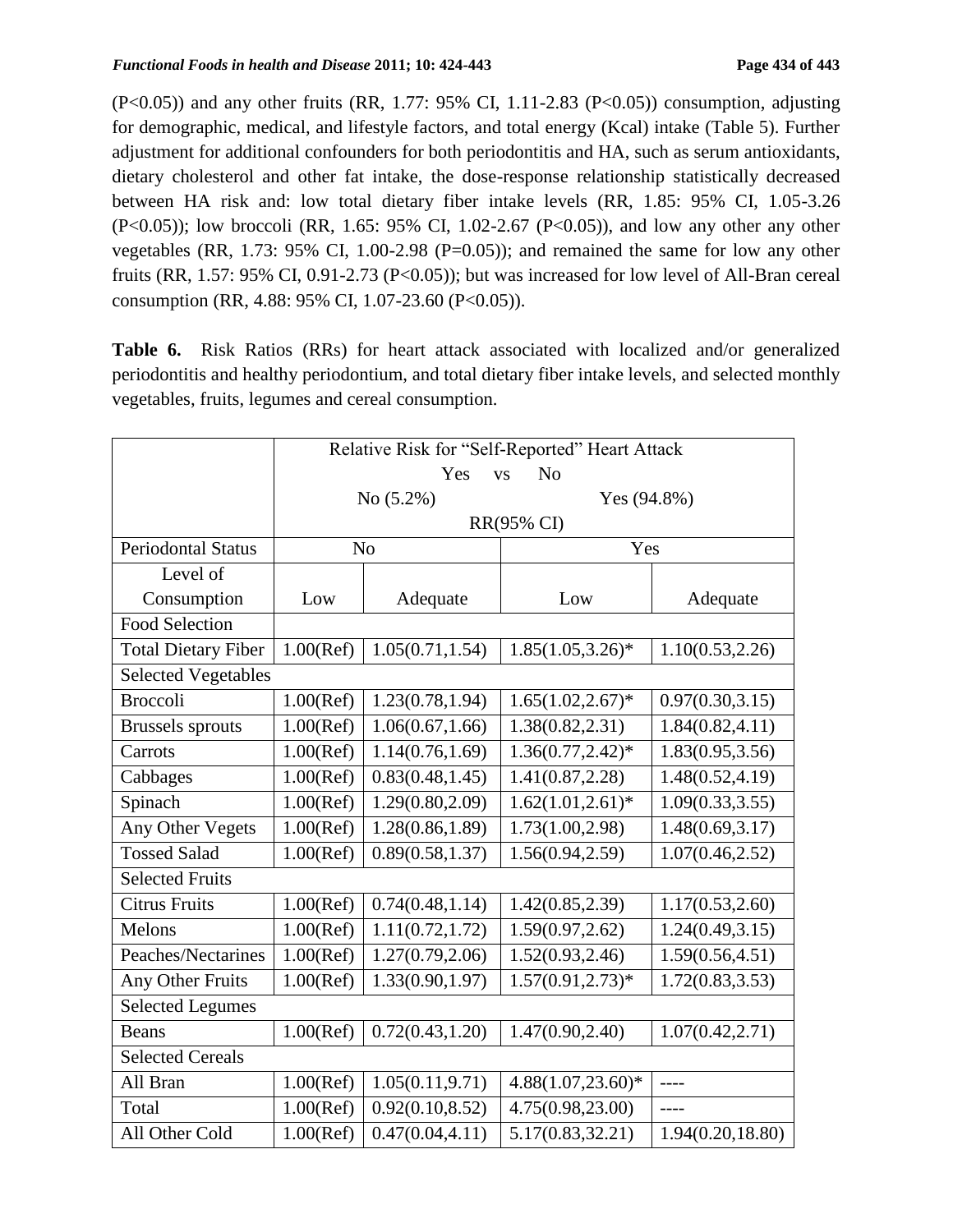(P<0.05)) and any other fruits (RR, 1.77: 95% CI, 1.11-2.83 (P<0.05)) consumption, adjusting for demographic, medical, and lifestyle factors, and total energy (Kcal) intake (Table 5). Further adjustment for additional confounders for both periodontitis and HA, such as serum antioxidants, dietary cholesterol and other fat intake, the dose-response relationship statistically decreased between HA risk and: low total dietary fiber intake levels (RR, 1.85: 95% CI, 1.05-3.26 (P<0.05)); low broccoli (RR, 1.65: 95% CI, 1.02-2.67 (P<0.05)), and low any other any other vegetables (RR, 1.73: 95% CI, 1.00-2.98 (P=0.05)); and remained the same for low any other fruits (RR, 1.57: 95% CI, 0.91-2.73 (P<0.05)); but was increased for low level of All-Bran cereal consumption (RR, 4.88: 95% CI, 1.07-23.60 (P<0.05)).

**Table 6.** Risk Ratios (RRs) for heart attack associated with localized and/or generalized periodontitis and healthy periodontium, and total dietary fiber intake levels, and selected monthly vegetables, fruits, legumes and cereal consumption.

| | Relative Risk for "Self-Reported" Heart Attack Yes vs No | | | |
|---|---|---|---|---|
| | No (5.2%) | | Yes (94.8%) | |
| | RR(95% CI) | | | |
| Periodontal Status | No | | Yes | |
| Level of Consumption | Low | Adequate | Low | Adequate |
| Food Selection | | | | |
| Total Dietary Fiber | 1.00(Ref) | 1.05(0.71,1.54) | 1.85(1.05,3.26)* | 1.10(0.53,2.26) |
| Selected Vegetables | | | | |
| Broccoli | 1.00(Ref) | 1.23(0.78,1.94) | 1.65(1.02,2.67)* | 0.97(0.30,3.15) |
| Brussels sprouts | 1.00(Ref) | 1.06(0.67,1.66) | 1.38(0.82,2.31) | 1.84(0.82,4.11) |
| Carrots | 1.00(Ref) | 1.14(0.76,1.69) | 1.36(0.77,2.42)* | 1.83(0.95,3.56) |
| Cabbages | 1.00(Ref) | 0.83(0.48,1.45) | 1.41(0.87,2.28) | 1.48(0.52,4.19) |
| Spinach | 1.00(Ref) | 1.29(0.80,2.09) | 1.62(1.01,2.61)* | 1.09(0.33,3.55) |
| Any Other Vegets | 1.00(Ref) | 1.28(0.86,1.89) | 1.73(1.00,2.98) | 1.48(0.69,3.17) |
| Tossed Salad | 1.00(Ref) | 0.89(0.58,1.37) | 1.56(0.94,2.59) | 1.07(0.46,2.52) |
| Selected Fruits | | | | |
| Citrus Fruits | 1.00(Ref) | 0.74(0.48,1.14) | 1.42(0.85,2.39) | 1.17(0.53,2.60) |
| Melons | 1.00(Ref) | 1.11(0.72,1.72) | 1.59(0.97,2.62) | 1.24(0.49,3.15) |
| Peaches/Nectarines | 1.00(Ref) | 1.27(0.79,2.06) | 1.52(0.93,2.46) | 1.59(0.56,4.51) |
| Any Other Fruits | 1.00(Ref) | 1.33(0.90,1.97) | 1.57(0.91,2.73)* | 1.72(0.83,3.53) |
| Selected Legumes | | | | |
| Beans | 1.00(Ref) | 0.72(0.43,1.20) | 1.47(0.90,2.40) | 1.07(0.42,2.71) |
| Selected Cereals | | | | |
| All Bran | 1.00(Ref) | 1.05(0.11,9.71) | 4.88(1.07,23.60)* | ---- |
| Total | 1.00(Ref) | 0.92(0.10,8.52) | 4.75(0.98,23.00) | ---- |
| All Other Cold | 1.00(Ref) | 0.47(0.04,4.11) | 5.17(0.83,32.21) | 1.94(0.20,18.80) |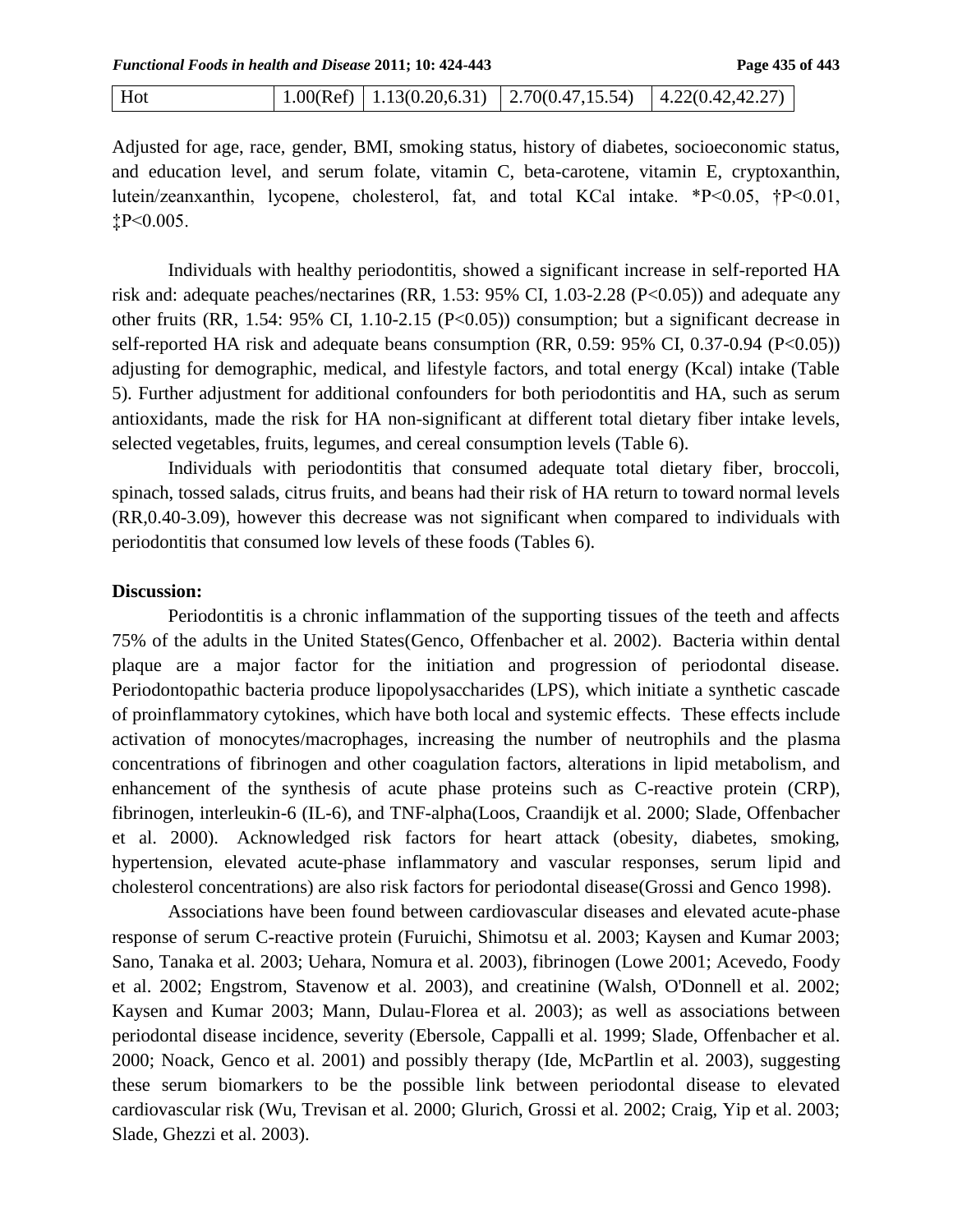| Hot | 1.00(Ref) | 1.13(0.20,6.31) | 2.70(0.47,15.54) | 4.22(0.42,42.27) |
|---|---|---|---|---|

Adjusted for age, race, gender, BMI, smoking status, history of diabetes, socioeconomic status, and education level, and serum folate, vitamin C, beta-carotene, vitamin E, cryptoxanthin, lutein/zeanxanthin, lycopene, cholesterol, fat, and total KCal intake. *P<0.05, †P<0.01, ‡P<0.005.

Individuals with healthy periodontitis, showed a significant increase in self-reported HA risk and: adequate peaches/nectarines (RR, 1.53: 95% CI, 1.03-2.28 (P<0.05)) and adequate any other fruits (RR, 1.54: 95% CI, 1.10-2.15 (P<0.05)) consumption; but a significant decrease in self-reported HA risk and adequate beans consumption (RR, 0.59: 95% CI, 0.37-0.94 (P<0.05)) adjusting for demographic, medical, and lifestyle factors, and total energy (Kcal) intake (Table 5). Further adjustment for additional confounders for both periodontitis and HA, such as serum antioxidants, made the risk for HA non-significant at different total dietary fiber intake levels, selected vegetables, fruits, legumes, and cereal consumption levels (Table 6).

Individuals with periodontitis that consumed adequate total dietary fiber, broccoli, spinach, tossed salads, citrus fruits, and beans had their risk of HA return to toward normal levels (RR,0.40-3.09), however this decrease was not significant when compared to individuals with periodontitis that consumed low levels of these foods (Tables 6).

**Discussion:**

Periodontitis is a chronic inflammation of the supporting tissues of the teeth and affects 75% of the adults in the United States(Genco, Offenbacher et al. 2002). Bacteria within dental plaque are a major factor for the initiation and progression of periodontal disease. Periodontopathic bacteria produce lipopolysaccharides (LPS), which initiate a synthetic cascade of proinflammatory cytokines, which have both local and systemic effects. These effects include activation of monocytes/macrophages, increasing the number of neutrophils and the plasma concentrations of fibrinogen and other coagulation factors, alterations in lipid metabolism, and enhancement of the synthesis of acute phase proteins such as C-reactive protein (CRP), fibrinogen, interleukin-6 (IL-6), and TNF-alpha(Loos, Craandijk et al. 2000; Slade, Offenbacher et al. 2000). Acknowledged risk factors for heart attack (obesity, diabetes, smoking, hypertension, elevated acute-phase inflammatory and vascular responses, serum lipid and cholesterol concentrations) are also risk factors for periodontal disease(Grossi and Genco 1998).

Associations have been found between cardiovascular diseases and elevated acute-phase response of serum C-reactive protein (Furuichi, Shimotsu et al. 2003; Kaysen and Kumar 2003; Sano, Tanaka et al. 2003; Uehara, Nomura et al. 2003), fibrinogen (Lowe 2001; Acevedo, Foody et al. 2002; Engstrom, Stavenow et al. 2003), and creatinine (Walsh, O'Donnell et al. 2002; Kaysen and Kumar 2003; Mann, Dulau-Florea et al. 2003); as well as associations between periodontal disease incidence, severity (Ebersole, Cappalli et al. 1999; Slade, Offenbacher et al. 2000; Noack, Genco et al. 2001) and possibly therapy (Ide, McPartlin et al. 2003), suggesting these serum biomarkers to be the possible link between periodontal disease to elevated cardiovascular risk (Wu, Trevisan et al. 2000; Glurich, Grossi et al. 2002; Craig, Yip et al. 2003; Slade, Ghezzi et al. 2003).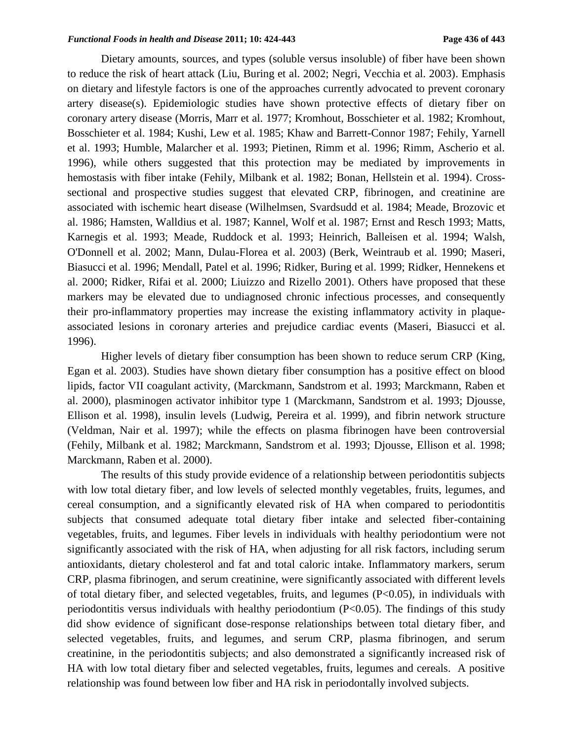Dietary amounts, sources, and types (soluble versus insoluble) of fiber have been shown to reduce the risk of heart attack (Liu, Buring et al. 2002; Negri, Vecchia et al. 2003). Emphasis on dietary and lifestyle factors is one of the approaches currently advocated to prevent coronary artery disease(s). Epidemiologic studies have shown protective effects of dietary fiber on coronary artery disease (Morris, Marr et al. 1977; Kromhout, Bosschieter et al. 1982; Kromhout, Bosschieter et al. 1984; Kushi, Lew et al. 1985; Khaw and Barrett-Connor 1987; Fehily, Yarnell et al. 1993; Humble, Malarcher et al. 1993; Pietinen, Rimm et al. 1996; Rimm, Ascherio et al. 1996), while others suggested that this protection may be mediated by improvements in hemostasis with fiber intake (Fehily, Milbank et al. 1982; Bonan, Hellstein et al. 1994). Cross-sectional and prospective studies suggest that elevated CRP, fibrinogen, and creatinine are associated with ischemic heart disease (Wilhelmsen, Svardsudd et al. 1984; Meade, Brozovic et al. 1986; Hamsten, Walldius et al. 1987; Kannel, Wolf et al. 1987; Ernst and Resch 1993; Matts, Karnegis et al. 1993; Meade, Ruddock et al. 1993; Heinrich, Balleisen et al. 1994; Walsh, O'Donnell et al. 2002; Mann, Dulau-Florea et al. 2003) (Berk, Weintraub et al. 1990; Maseri, Biasucci et al. 1996; Mendall, Patel et al. 1996; Ridker, Buring et al. 1999; Ridker, Hennekens et al. 2000; Ridker, Rifai et al. 2000; Liuizzo and Rizello 2001). Others have proposed that these markers may be elevated due to undiagnosed chronic infectious processes, and consequently their pro-inflammatory properties may increase the existing inflammatory activity in plaque-associated lesions in coronary arteries and prejudice cardiac events (Maseri, Biasucci et al. 1996).

Higher levels of dietary fiber consumption has been shown to reduce serum CRP (King, Egan et al. 2003). Studies have shown dietary fiber consumption has a positive effect on blood lipids, factor VII coagulant activity, (Marckmann, Sandstrom et al. 1993; Marckmann, Raben et al. 2000), plasminogen activator inhibitor type 1 (Marckmann, Sandstrom et al. 1993; Djousse, Ellison et al. 1998), insulin levels (Ludwig, Pereira et al. 1999), and fibrin network structure (Veldman, Nair et al. 1997); while the effects on plasma fibrinogen have been controversial (Fehily, Milbank et al. 1982; Marckmann, Sandstrom et al. 1993; Djousse, Ellison et al. 1998; Marckmann, Raben et al. 2000).

The results of this study provide evidence of a relationship between periodontitis subjects with low total dietary fiber, and low levels of selected monthly vegetables, fruits, legumes, and cereal consumption, and a significantly elevated risk of HA when compared to periodontitis subjects that consumed adequate total dietary fiber intake and selected fiber-containing vegetables, fruits, and legumes. Fiber levels in individuals with healthy periodontium were not significantly associated with the risk of HA, when adjusting for all risk factors, including serum antioxidants, dietary cholesterol and fat and total caloric intake. Inflammatory markers, serum CRP, plasma fibrinogen, and serum creatinine, were significantly associated with different levels of total dietary fiber, and selected vegetables, fruits, and legumes ($P<0.05$), in individuals with periodontitis versus individuals with healthy periodontium ($P<0.05$). The findings of this study did show evidence of significant dose-response relationships between total dietary fiber, and selected vegetables, fruits, and legumes, and serum CRP, plasma fibrinogen, and serum creatinine, in the periodontitis subjects; and also demonstrated a significantly increased risk of HA with low total dietary fiber and selected vegetables, fruits, legumes and cereals. A positive relationship was found between low fiber and HA risk in periodontally involved subjects.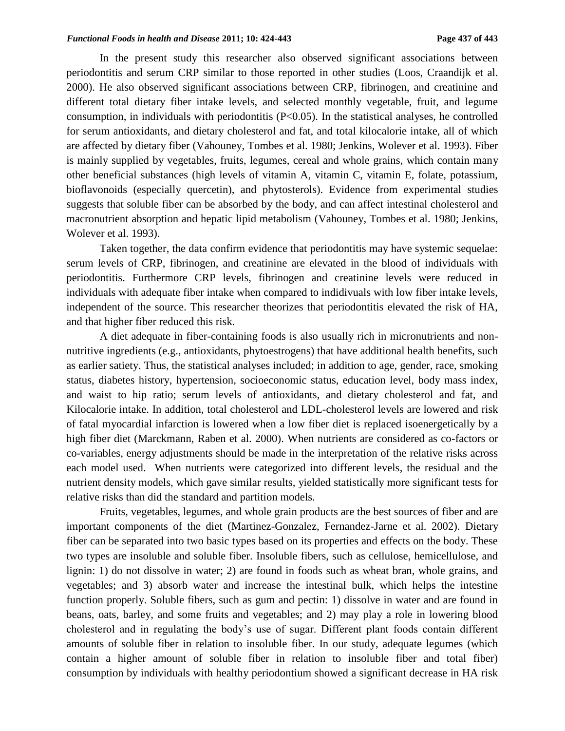In the present study this researcher also observed significant associations between periodontitis and serum CRP similar to those reported in other studies (Loos, Craandijk et al. 2000). He also observed significant associations between CRP, fibrinogen, and creatinine and different total dietary fiber intake levels, and selected monthly vegetable, fruit, and legume consumption, in individuals with periodontitis ($P<0.05$). In the statistical analyses, he controlled for serum antioxidants, and dietary cholesterol and fat, and total kilocalorie intake, all of which are affected by dietary fiber (Vahouney, Tombes et al. 1980; Jenkins, Wolever et al. 1993). Fiber is mainly supplied by vegetables, fruits, legumes, cereal and whole grains, which contain many other beneficial substances (high levels of vitamin A, vitamin C, vitamin E, folate, potassium, bioflavonoids (especially quercetin), and phytosterols). Evidence from experimental studies suggests that soluble fiber can be absorbed by the body, and can affect intestinal cholesterol and macronutrient absorption and hepatic lipid metabolism (Vahouney, Tombes et al. 1980; Jenkins, Wolever et al. 1993).

Taken together, the data confirm evidence that periodontitis may have systemic sequelae: serum levels of CRP, fibrinogen, and creatinine are elevated in the blood of individuals with periodontitis. Furthermore CRP levels, fibrinogen and creatinine levels were reduced in individuals with adequate fiber intake when compared to indidivuals with low fiber intake levels, independent of the source. This researcher theorizes that periodontitis elevated the risk of HA, and that higher fiber reduced this risk.

A diet adequate in fiber-containing foods is also usually rich in micronutrients and non-nutritive ingredients (e.g., antioxidants, phytoestrogens) that have additional health benefits, such as earlier satiety. Thus, the statistical analyses included; in addition to age, gender, race, smoking status, diabetes history, hypertension, socioeconomic status, education level, body mass index, and waist to hip ratio; serum levels of antioxidants, and dietary cholesterol and fat, and Kilocalorie intake. In addition, total cholesterol and LDL-cholesterol levels are lowered and risk of fatal myocardial infarction is lowered when a low fiber diet is replaced isoenergetically by a high fiber diet (Marckmann, Raben et al. 2000). When nutrients are considered as co-factors or co-variables, energy adjustments should be made in the interpretation of the relative risks across each model used. When nutrients were categorized into different levels, the residual and the nutrient density models, which gave similar results, yielded statistically more significant tests for relative risks than did the standard and partition models.

Fruits, vegetables, legumes, and whole grain products are the best sources of fiber and are important components of the diet (Martinez-Gonzalez, Fernandez-Jarne et al. 2002). Dietary fiber can be separated into two basic types based on its properties and effects on the body. These two types are insoluble and soluble fiber. Insoluble fibers, such as cellulose, hemicellulose, and lignin: 1) do not dissolve in water; 2) are found in foods such as wheat bran, whole grains, and vegetables; and 3) absorb water and increase the intestinal bulk, which helps the intestine function properly. Soluble fibers, such as gum and pectin: 1) dissolve in water and are found in beans, oats, barley, and some fruits and vegetables; and 2) may play a role in lowering blood cholesterol and in regulating the body's use of sugar. Different plant foods contain different amounts of soluble fiber in relation to insoluble fiber. In our study, adequate legumes (which contain a higher amount of soluble fiber in relation to insoluble fiber and total fiber) consumption by individuals with healthy periodontium showed a significant decrease in HA risk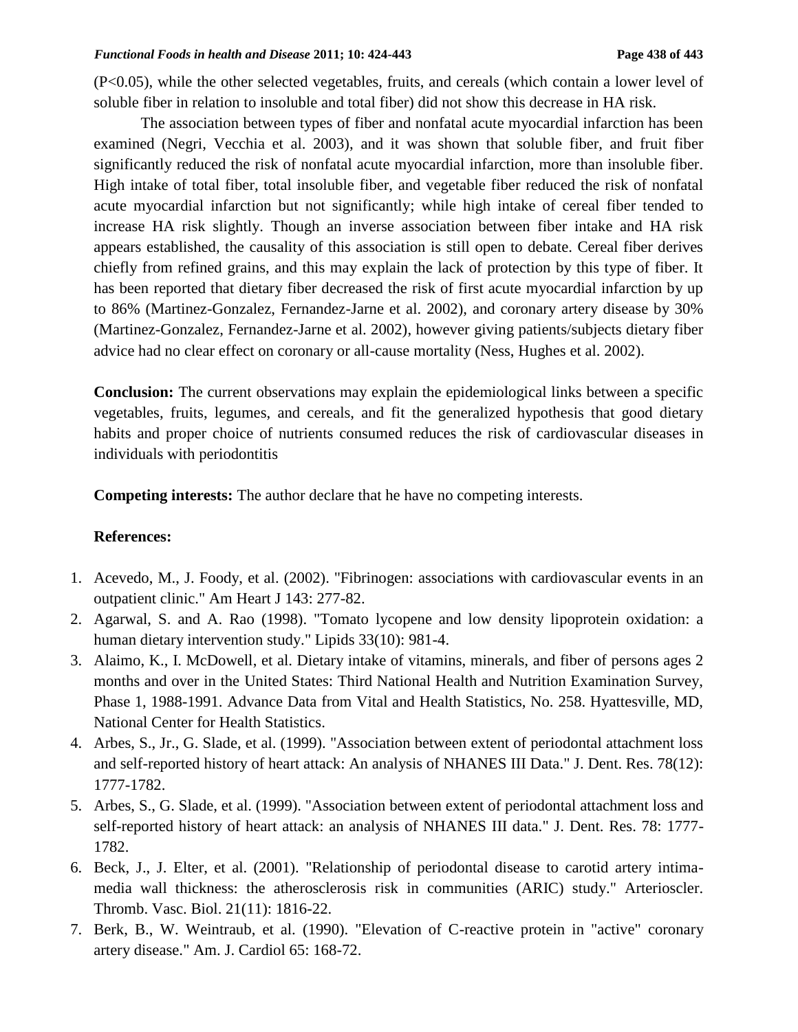($P<0.05$), while the other selected vegetables, fruits, and cereals (which contain a lower level of soluble fiber in relation to insoluble and total fiber) did not show this decrease in HA risk.

The association between types of fiber and nonfatal acute myocardial infarction has been examined (Negri, Vecchia et al. 2003), and it was shown that soluble fiber, and fruit fiber significantly reduced the risk of nonfatal acute myocardial infarction, more than insoluble fiber. High intake of total fiber, total insoluble fiber, and vegetable fiber reduced the risk of nonfatal acute myocardial infarction but not significantly; while high intake of cereal fiber tended to increase HA risk slightly. Though an inverse association between fiber intake and HA risk appears established, the causality of this association is still open to debate. Cereal fiber derives chiefly from refined grains, and this may explain the lack of protection by this type of fiber. It has been reported that dietary fiber decreased the risk of first acute myocardial infarction by up to 86% (Martinez-Gonzalez, Fernandez-Jarne et al. 2002), and coronary artery disease by 30% (Martinez-Gonzalez, Fernandez-Jarne et al. 2002), however giving patients/subjects dietary fiber advice had no clear effect on coronary or all-cause mortality (Ness, Hughes et al. 2002).

**Conclusion:** The current observations may explain the epidemiological links between a specific vegetables, fruits, legumes, and cereals, and fit the generalized hypothesis that good dietary habits and proper choice of nutrients consumed reduces the risk of cardiovascular diseases in individuals with periodontitis

**Competing interests:** The author declare that he have no competing interests.

**References:**

1. Acevedo, M., J. Foody, et al. (2002). "Fibrinogen: associations with cardiovascular events in an outpatient clinic." Am Heart J 143: 277-82.
2. Agarwal, S. and A. Rao (1998). "Tomato lycopene and low density lipoprotein oxidation: a human dietary intervention study." Lipids 33(10): 981-4.
3. Alaimo, K., I. McDowell, et al. Dietary intake of vitamins, minerals, and fiber of persons ages 2 months and over in the United States: Third National Health and Nutrition Examination Survey, Phase 1, 1988-1991. Advance Data from Vital and Health Statistics, No. 258. Hyattesville, MD, National Center for Health Statistics.
4. Arbes, S., Jr., G. Slade, et al. (1999). "Association between extent of periodontal attachment loss and self-reported history of heart attack: An analysis of NHANES III Data." J. Dent. Res. 78(12): 1777-1782.
5. Arbes, S., G. Slade, et al. (1999). "Association between extent of periodontal attachment loss and self-reported history of heart attack: an analysis of NHANES III data." J. Dent. Res. 78: 1777-1782.
6. Beck, J., J. Elter, et al. (2001). "Relationship of periodontal disease to carotid artery intima-media wall thickness: the atherosclerosis risk in communities (ARIC) study." Arterioscler. Thromb. Vasc. Biol. 21(11): 1816-22.
7. Berk, B., W. Weintraub, et al. (1990). "Elevation of C-reactive protein in "active" coronary artery disease." Am. J. Cardiol 65: 168-72.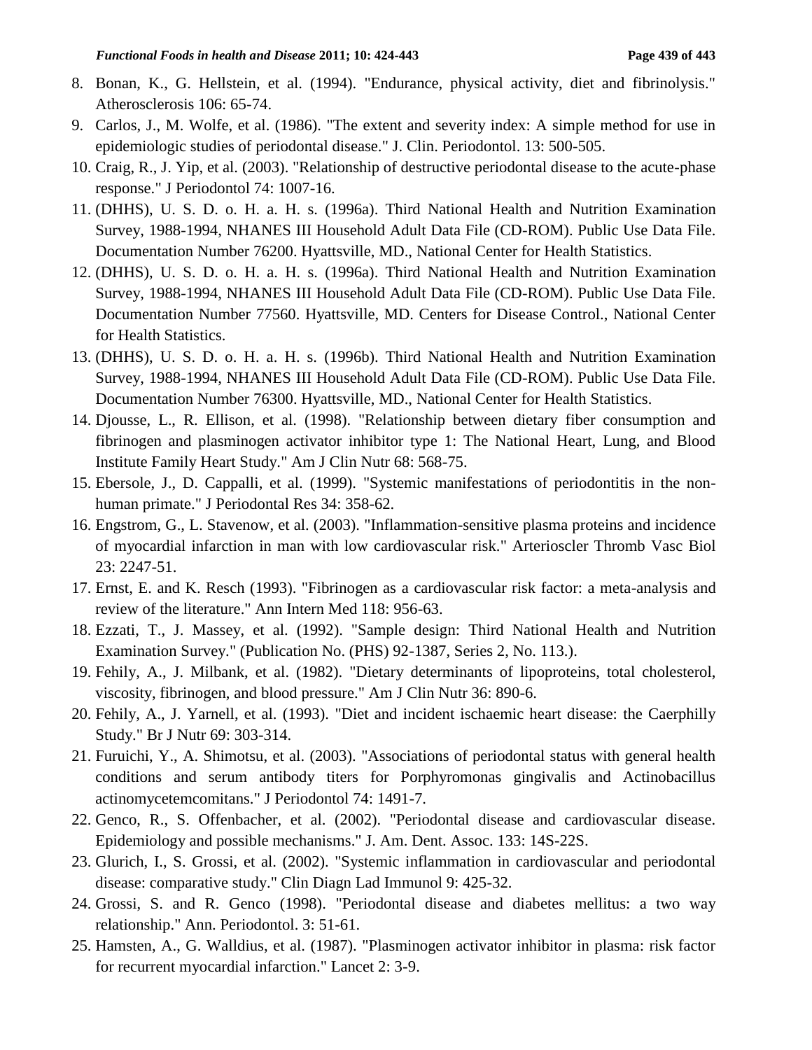8. Bonan, K., G. Hellstein, et al. (1994). "Endurance, physical activity, diet and fibrinolysis." Atherosclerosis 106: 65-74.
9. Carlos, J., M. Wolfe, et al. (1986). "The extent and severity index: A simple method for use in epidemiologic studies of periodontal disease." J. Clin. Periodontol. 13: 500-505.
10. Craig, R., J. Yip, et al. (2003). "Relationship of destructive periodontal disease to the acute-phase response." J Periodontol 74: 1007-16.
11. (DHHS), U. S. D. o. H. a. H. s. (1996a). Third National Health and Nutrition Examination Survey, 1988-1994, NHANES III Household Adult Data File (CD-ROM). Public Use Data File. Documentation Number 76200. Hyattsville, MD., National Center for Health Statistics.
12. (DHHS), U. S. D. o. H. a. H. s. (1996a). Third National Health and Nutrition Examination Survey, 1988-1994, NHANES III Household Adult Data File (CD-ROM). Public Use Data File. Documentation Number 77560. Hyattsville, MD. Centers for Disease Control., National Center for Health Statistics.
13. (DHHS), U. S. D. o. H. a. H. s. (1996b). Third National Health and Nutrition Examination Survey, 1988-1994, NHANES III Household Adult Data File (CD-ROM). Public Use Data File. Documentation Number 76300. Hyattsville, MD., National Center for Health Statistics.
14. Djousse, L., R. Ellison, et al. (1998). "Relationship between dietary fiber consumption and fibrinogen and plasminogen activator inhibitor type 1: The National Heart, Lung, and Blood Institute Family Heart Study." Am J Clin Nutr 68: 568-75.
15. Ebersole, J., D. Cappalli, et al. (1999). "Systemic manifestations of periodontitis in the non-human primate." J Periodontal Res 34: 358-62.
16. Engstrom, G., L. Stavenow, et al. (2003). "Inflammation-sensitive plasma proteins and incidence of myocardial infarction in man with low cardiovascular risk." Arterioscler Thromb Vasc Biol 23: 2247-51.
17. Ernst, E. and K. Resch (1993). "Fibrinogen as a cardiovascular risk factor: a meta-analysis and review of the literature." Ann Intern Med 118: 956-63.
18. Ezzati, T., J. Massey, et al. (1992). "Sample design: Third National Health and Nutrition Examination Survey." (Publication No. (PHS) 92-1387, Series 2, No. 113.).
19. Fehily, A., J. Milbank, et al. (1982). "Dietary determinants of lipoproteins, total cholesterol, viscosity, fibrinogen, and blood pressure." Am J Clin Nutr 36: 890-6.
20. Fehily, A., J. Yarnell, et al. (1993). "Diet and incident ischaemic heart disease: the Caerphilly Study." Br J Nutr 69: 303-314.
21. Furuichi, Y., A. Shimotsu, et al. (2003). "Associations of periodontal status with general health conditions and serum antibody titers for Porphyromonas gingivalis and Actinobacillus actinomycetemcomitans." J Periodontol 74: 1491-7.
22. Genco, R., S. Offenbacher, et al. (2002). "Periodontal disease and cardiovascular disease. Epidemiology and possible mechanisms." J. Am. Dent. Assoc. 133: 14S-22S.
23. Glurich, I., S. Grossi, et al. (2002). "Systemic inflammation in cardiovascular and periodontal disease: comparative study." Clin Diagn Lad Immunol 9: 425-32.
24. Grossi, S. and R. Genco (1998). "Periodontal disease and diabetes mellitus: a two way relationship." Ann. Periodontol. 3: 51-61.
25. Hamsten, A., G. Walldius, et al. (1987). "Plasminogen activator inhibitor in plasma: risk factor for recurrent myocardial infarction." Lancet 2: 3-9.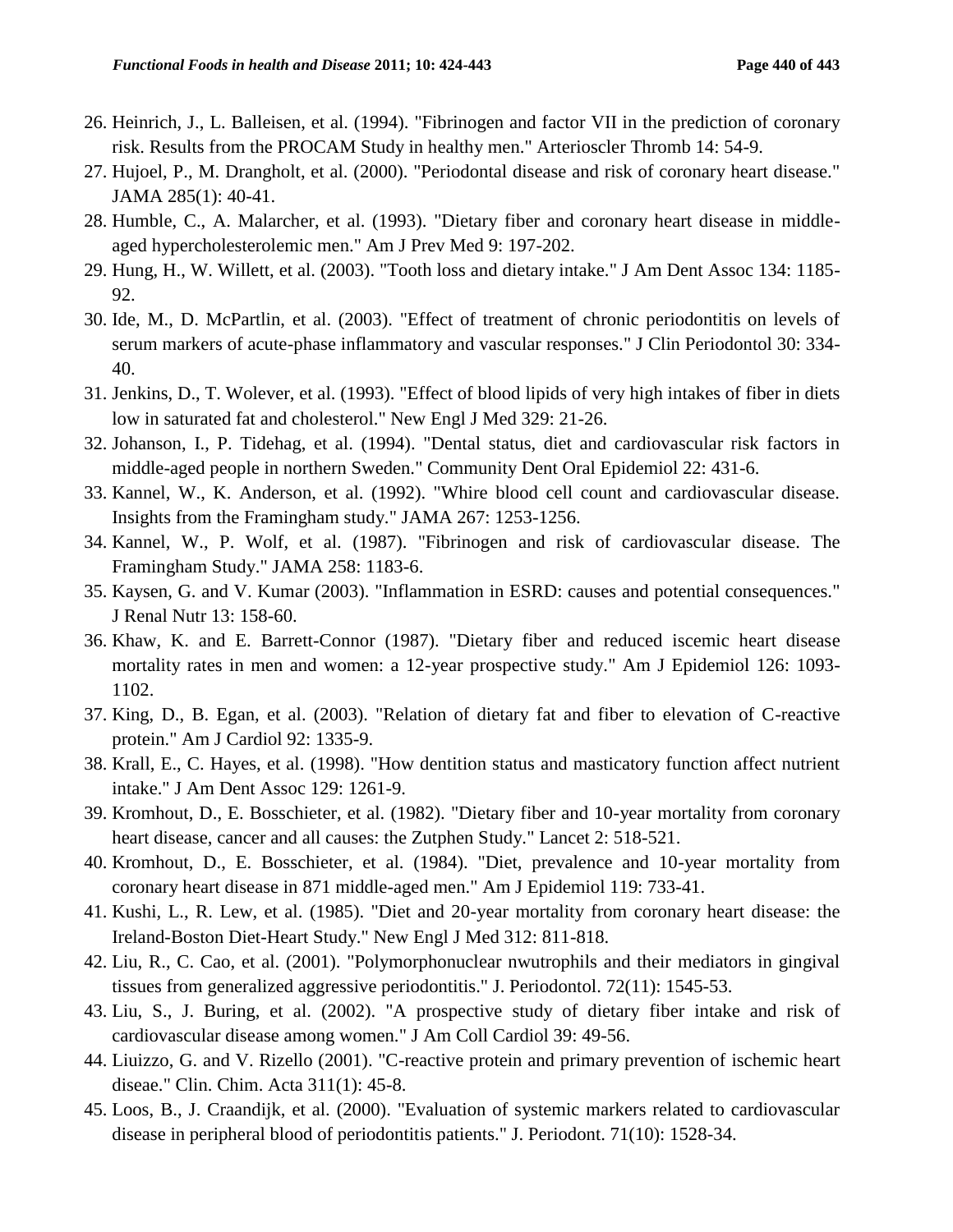26. Heinrich, J., L. Balleisen, et al. (1994). "Fibrinogen and factor VII in the prediction of coronary risk. Results from the PROCAM Study in healthy men." Arterioscler Thromb 14: 54-9.
27. Hujoel, P., M. Drangholt, et al. (2000). "Periodontal disease and risk of coronary heart disease." JAMA 285(1): 40-41.
28. Humble, C., A. Malarcher, et al. (1993). "Dietary fiber and coronary heart disease in middle-aged hypercholesterolemic men." Am J Prev Med 9: 197-202.
29. Hung, H., W. Willett, et al. (2003). "Tooth loss and dietary intake." J Am Dent Assoc 134: 1185-92.
30. Ide, M., D. McPartlin, et al. (2003). "Effect of treatment of chronic periodontitis on levels of serum markers of acute-phase inflammatory and vascular responses." J Clin Periodontol 30: 334-40.
31. Jenkins, D., T. Wolever, et al. (1993). "Effect of blood lipids of very high intakes of fiber in diets low in saturated fat and cholesterol." New Engl J Med 329: 21-26.
32. Johanson, I., P. Tidehag, et al. (1994). "Dental status, diet and cardiovascular risk factors in middle-aged people in northern Sweden." Community Dent Oral Epidemiol 22: 431-6.
33. Kannel, W., K. Anderson, et al. (1992). "Whire blood cell count and cardiovascular disease. Insights from the Framingham study." JAMA 267: 1253-1256.
34. Kannel, W., P. Wolf, et al. (1987). "Fibrinogen and risk of cardiovascular disease. The Framingham Study." JAMA 258: 1183-6.
35. Kaysen, G. and V. Kumar (2003). "Inflammation in ESRD: causes and potential consequences." J Renal Nutr 13: 158-60.
36. Khaw, K. and E. Barrett-Connor (1987). "Dietary fiber and reduced iscemic heart disease mortality rates in men and women: a 12-year prospective study." Am J Epidemiol 126: 1093-1102.
37. King, D., B. Egan, et al. (2003). "Relation of dietary fat and fiber to elevation of C-reactive protein." Am J Cardiol 92: 1335-9.
38. Krall, E., C. Hayes, et al. (1998). "How dentition status and masticatory function affect nutrient intake." J Am Dent Assoc 129: 1261-9.
39. Kromhout, D., E. Bosschieter, et al. (1982). "Dietary fiber and 10-year mortality from coronary heart disease, cancer and all causes: the Zutphen Study." Lancet 2: 518-521.
40. Kromhout, D., E. Bosschieter, et al. (1984). "Diet, prevalence and 10-year mortality from coronary heart disease in 871 middle-aged men." Am J Epidemiol 119: 733-41.
41. Kushi, L., R. Lew, et al. (1985). "Diet and 20-year mortality from coronary heart disease: the Ireland-Boston Diet-Heart Study." New Engl J Med 312: 811-818.
42. Liu, R., C. Cao, et al. (2001). "Polymorphonuclear nwutrophils and their mediators in gingival tissues from generalized aggressive periodontitis." J. Periodontol. 72(11): 1545-53.
43. Liu, S., J. Buring, et al. (2002). "A prospective study of dietary fiber intake and risk of cardiovascular disease among women." J Am Coll Cardiol 39: 49-56.
44. Liuizzo, G. and V. Rizello (2001). "C-reactive protein and primary prevention of ischemic heart diseae." Clin. Chim. Acta 311(1): 45-8.
45. Loos, B., J. Craandijk, et al. (2000). "Evaluation of systemic markers related to cardiovascular disease in peripheral blood of periodontitis patients." J. Periodont. 71(10): 1528-34.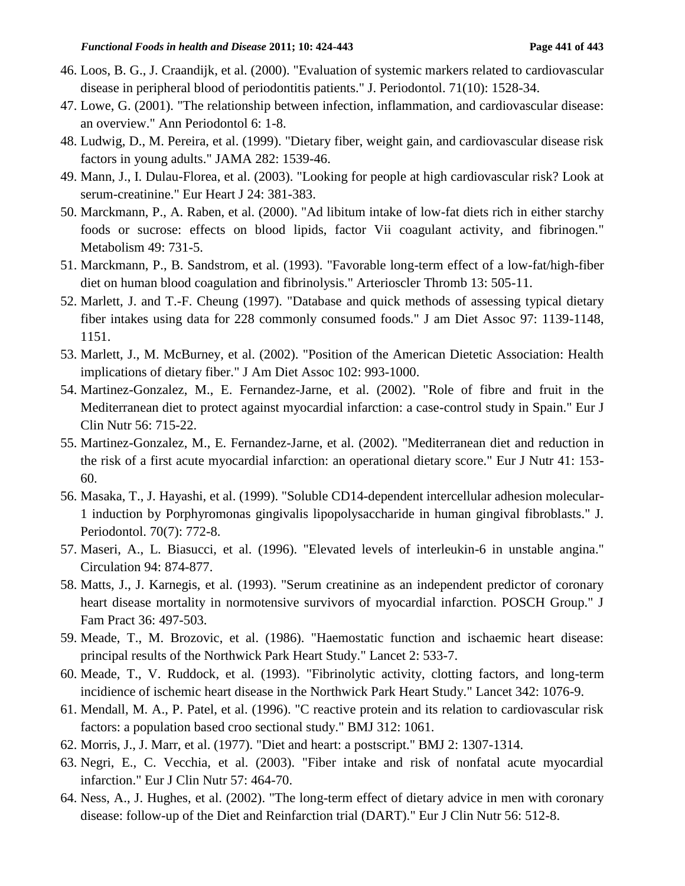46. Loos, B. G., J. Craandijk, et al. (2000). "Evaluation of systemic markers related to cardiovascular disease in peripheral blood of periodontitis patients." J. Periodontol. 71(10): 1528-34.
47. Lowe, G. (2001). "The relationship between infection, inflammation, and cardiovascular disease: an overview." Ann Periodontol 6: 1-8.
48. Ludwig, D., M. Pereira, et al. (1999). "Dietary fiber, weight gain, and cardiovascular disease risk factors in young adults." JAMA 282: 1539-46.
49. Mann, J., I. Dulau-Florea, et al. (2003). "Looking for people at high cardiovascular risk? Look at serum-creatinine." Eur Heart J 24: 381-383.
50. Marckmann, P., A. Raben, et al. (2000). "Ad libitum intake of low-fat diets rich in either starchy foods or sucrose: effects on blood lipids, factor Vii coagulant activity, and fibrinogen." Metabolism 49: 731-5.
51. Marckmann, P., B. Sandstrom, et al. (1993). "Favorable long-term effect of a low-fat/high-fiber diet on human blood coagulation and fibrinolysis." Arterioscler Thromb 13: 505-11.
52. Marlett, J. and T.-F. Cheung (1997). "Database and quick methods of assessing typical dietary fiber intakes using data for 228 commonly consumed foods." J am Diet Assoc 97: 1139-1148, 1151.
53. Marlett, J., M. McBurney, et al. (2002). "Position of the American Dietetic Association: Health implications of dietary fiber." J Am Diet Assoc 102: 993-1000.
54. Martinez-Gonzalez, M., E. Fernandez-Jarne, et al. (2002). "Role of fibre and fruit in the Mediterranean diet to protect against myocardial infarction: a case-control study in Spain." Eur J Clin Nutr 56: 715-22.
55. Martinez-Gonzalez, M., E. Fernandez-Jarne, et al. (2002). "Mediterranean diet and reduction in the risk of a first acute myocardial infarction: an operational dietary score." Eur J Nutr 41: 153-60.
56. Masaka, T., J. Hayashi, et al. (1999). "Soluble CD14-dependent intercellular adhesion molecular-1 induction by Porphyromonas gingivalis lipopolysaccharide in human gingival fibroblasts." J. Periodontol. 70(7): 772-8.
57. Maseri, A., L. Biasucci, et al. (1996). "Elevated levels of interleukin-6 in unstable angina." Circulation 94: 874-877.
58. Matts, J., J. Karnegis, et al. (1993). "Serum creatinine as an independent predictor of coronary heart disease mortality in normotensive survivors of myocardial infarction. POSCH Group." J Fam Pract 36: 497-503.
59. Meade, T., M. Brozovic, et al. (1986). "Haemostatic function and ischaemic heart disease: principal results of the Northwick Park Heart Study." Lancet 2: 533-7.
60. Meade, T., V. Ruddock, et al. (1993). "Fibrinolytic activity, clotting factors, and long-term incidience of ischemic heart disease in the Northwick Park Heart Study." Lancet 342: 1076-9.
61. Mendall, M. A., P. Patel, et al. (1996). "C reactive protein and its relation to cardiovascular risk factors: a population based croo sectional study." BMJ 312: 1061.
62. Morris, J., J. Marr, et al. (1977). "Diet and heart: a postscript." BMJ 2: 1307-1314.
63. Negri, E., C. Vecchia, et al. (2003). "Fiber intake and risk of nonfatal acute myocardial infarction." Eur J Clin Nutr 57: 464-70.
64. Ness, A., J. Hughes, et al. (2002). "The long-term effect of dietary advice in men with coronary disease: follow-up of the Diet and Reinfarction trial (DART)." Eur J Clin Nutr 56: 512-8.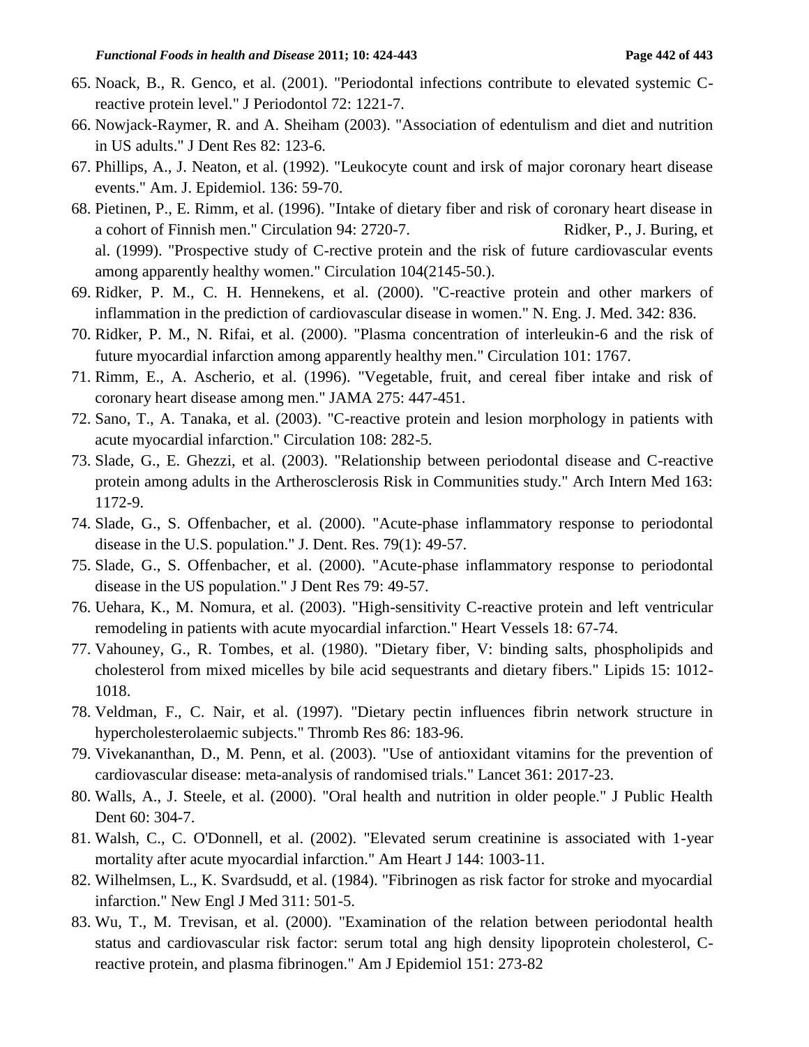65. Noack, B., R. Genco, et al. (2001). "Periodontal infections contribute to elevated systemic C-reactive protein level." J Periodontol 72: 1221-7.
66. Nowjack-Raymer, R. and A. Sheiham (2003). "Association of edentulism and diet and nutrition in US adults." J Dent Res 82: 123-6.
67. Phillips, A., J. Neaton, et al. (1992). "Leukocyte count and irsk of major coronary heart disease events." Am. J. Epidemiol. 136: 59-70.
68. Pietinen, P., E. Rimm, et al. (1996). "Intake of dietary fiber and risk of coronary heart disease in a cohort of Finnish men." Circulation 94: 2720-7. Ridker, P., J. Buring, et al. (1999). "Prospective study of C-rective protein and the risk of future cardiovascular events among apparently healthy women." Circulation 104(2145-50.).
69. Ridker, P. M., C. H. Hennekens, et al. (2000). "C-reactive protein and other markers of inflammation in the prediction of cardiovascular disease in women." N. Eng. J. Med. 342: 836.
70. Ridker, P. M., N. Rifai, et al. (2000). "Plasma concentration of interleukin-6 and the risk of future myocardial infarction among apparently healthy men." Circulation 101: 1767.
71. Rimm, E., A. Ascherio, et al. (1996). "Vegetable, fruit, and cereal fiber intake and risk of coronary heart disease among men." JAMA 275: 447-451.
72. Sano, T., A. Tanaka, et al. (2003). "C-reactive protein and lesion morphology in patients with acute myocardial infarction." Circulation 108: 282-5.
73. Slade, G., E. Ghezzi, et al. (2003). "Relationship between periodontal disease and C-reactive protein among adults in the Artherosclerosis Risk in Communities study." Arch Intern Med 163: 1172-9.
74. Slade, G., S. Offenbacher, et al. (2000). "Acute-phase inflammatory response to periodontal disease in the U.S. population." J. Dent. Res. 79(1): 49-57.
75. Slade, G., S. Offenbacher, et al. (2000). "Acute-phase inflammatory response to periodontal disease in the US population." J Dent Res 79: 49-57.
76. Uehara, K., M. Nomura, et al. (2003). "High-sensitivity C-reactive protein and left ventricular remodeling in patients with acute myocardial infarction." Heart Vessels 18: 67-74.
77. Vahouney, G., R. Tombes, et al. (1980). "Dietary fiber, V: binding salts, phospholipids and cholesterol from mixed micelles by bile acid sequestrants and dietary fibers." Lipids 15: 1012-1018.
78. Veldman, F., C. Nair, et al. (1997). "Dietary pectin influences fibrin network structure in hypercholesterolaemic subjects." Thromb Res 86: 183-96.
79. Vivekananthan, D., M. Penn, et al. (2003). "Use of antioxidant vitamins for the prevention of cardiovascular disease: meta-analysis of randomised trials." Lancet 361: 2017-23.
80. Walls, A., J. Steele, et al. (2000). "Oral health and nutrition in older people." J Public Health Dent 60: 304-7.
81. Walsh, C., C. O'Donnell, et al. (2002). "Elevated serum creatinine is associated with 1-year mortality after acute myocardial infarction." Am Heart J 144: 1003-11.
82. Wilhelmsen, L., K. Svardsudd, et al. (1984). "Fibrinogen as risk factor for stroke and myocardial infarction." New Engl J Med 311: 501-5.
83. Wu, T., M. Trevisan, et al. (2000). "Examination of the relation between periodontal health status and cardiovascular risk factor: serum total ang high density lipoprotein cholesterol, C-reactive protein, and plasma fibrinogen." Am J Epidemiol 151: 273-82